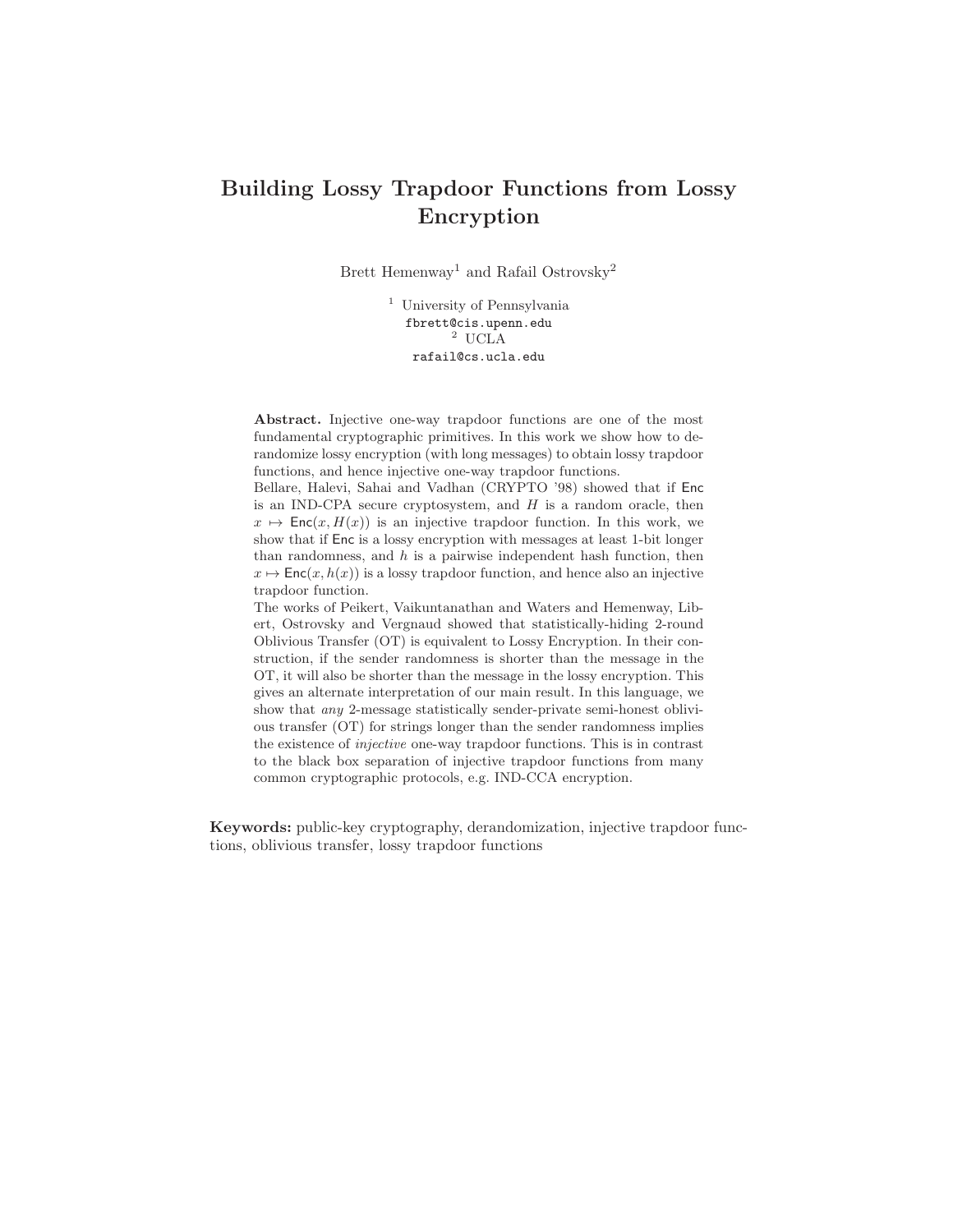# Building Lossy Trapdoor Functions from Lossy Encryption

Brett Hemenway[1] and Rafail Ostrovsky[2]

[1] University of Pennsylvania
fbrett@cis.upenn.edu
[2] UCLA
rafail@cs.ucla.edu

**Abstract.** Injective one-way trapdoor functions are one of the most fundamental cryptographic primitives. In this work we show how to derandomize lossy encryption (with long messages) to obtain lossy trapdoor functions, and hence injective one-way trapdoor functions.

Bellare, Halevi, Sahai and Vadhan (CRYPTO '98) showed that if $\mathsf{Enc}$ is an IND-CPA secure cryptosystem, and $H$ is a random oracle, then $x \mapsto \mathsf{Enc}(x, H(x))$ is an injective trapdoor function. In this work, we show that if $\mathsf{Enc}$ is a lossy encryption with messages at least 1-bit longer than randomness, and $h$ is a pairwise independent hash function, then $x \mapsto \mathsf{Enc}(x, h(x))$ is a lossy trapdoor function, and hence also an injective trapdoor function.

The works of Peikert, Vaikuntanathan and Waters and Hemenway, Libert, Ostrovsky and Vergnaud showed that statistically-hiding 2-round Oblivious Transfer (OT) is equivalent to Lossy Encryption. In their construction, if the sender randomness is shorter than the message in the OT, it will also be shorter than the message in the lossy encryption. This gives an alternate interpretation of our main result. In this language, we show that *any* 2-message statistically sender-private semi-honest oblivious transfer (OT) for strings longer than the sender randomness implies the existence of *injective* one-way trapdoor functions. This is in contrast to the black box separation of injective trapdoor functions from many common cryptographic protocols, e.g. IND-CCA encryption.

**Keywords:** public-key cryptography, derandomization, injective trapdoor functions, oblivious transfer, lossy trapdoor functions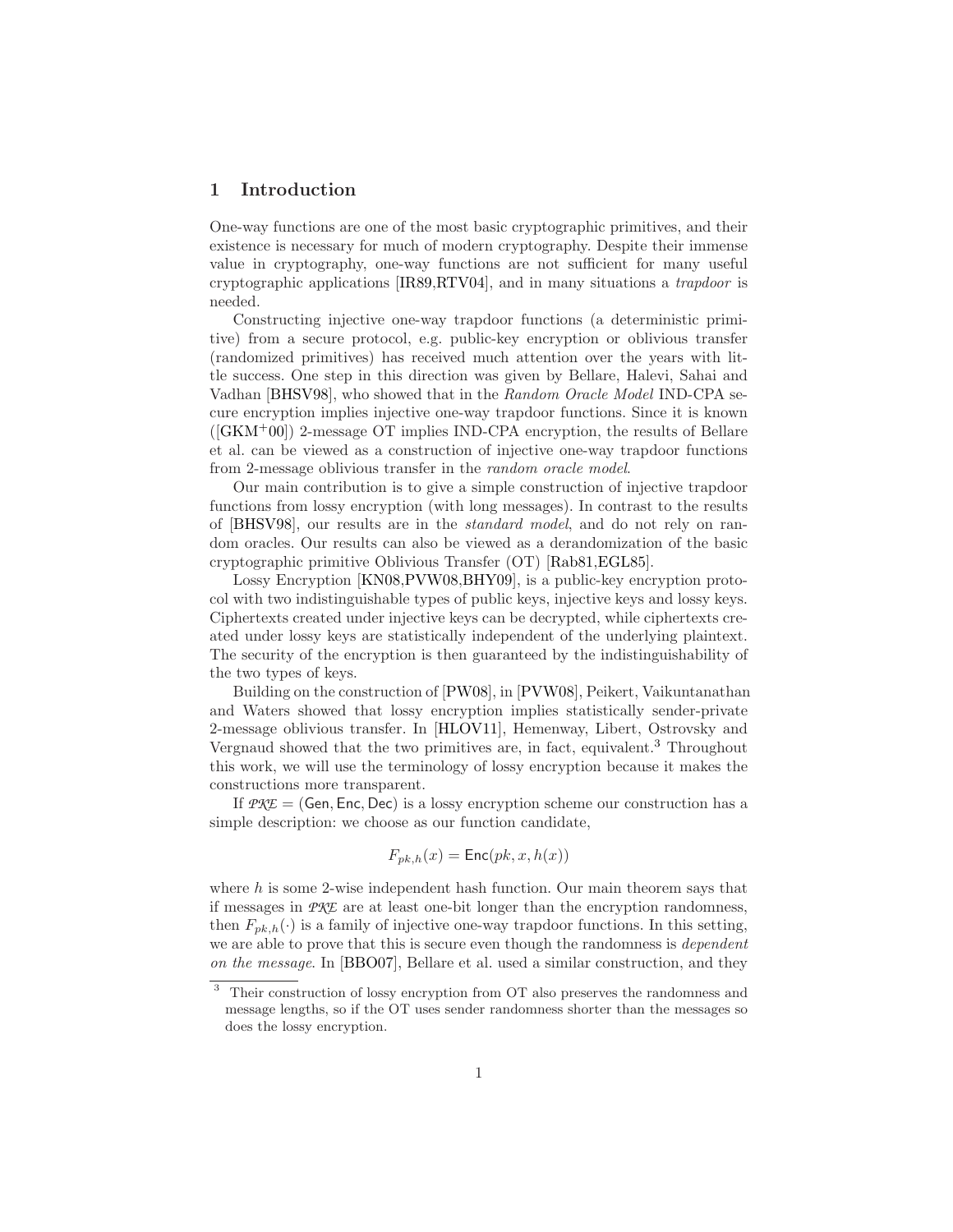## 1 Introduction

One-way functions are one of the most basic cryptographic primitives, and their existence is necessary for much of modern cryptography. Despite their immense value in cryptography, one-way functions are not sufficient for many useful cryptographic applications [IR89,RTV04], and in many situations a *trapdoor* is needed.

Constructing injective one-way trapdoor functions (a deterministic primitive) from a secure protocol, e.g. public-key encryption or oblivious transfer (randomized primitives) has received much attention over the years with little success. One step in this direction was given by Bellare, Halevi, Sahai and Vadhan [BHSV98], who showed that in the *Random Oracle Model* IND-CPA secure encryption implies injective one-way trapdoor functions. Since it is known ([GKM+00]) 2-message OT implies IND-CPA encryption, the results of Bellare et al. can be viewed as a construction of injective one-way trapdoor functions from 2-message oblivious transfer in the *random oracle model*.

Our main contribution is to give a simple construction of injective trapdoor functions from lossy encryption (with long messages). In contrast to the results of [BHSV98], our results are in the *standard model*, and do not rely on random oracles. Our results can also be viewed as a derandomization of the basic cryptographic primitive Oblivious Transfer (OT) [Rab81,EGL85].

Lossy Encryption [KN08,PVW08,BHY09], is a public-key encryption protocol with two indistinguishable types of public keys, injective keys and lossy keys. Ciphertexts created under injective keys can be decrypted, while ciphertexts created under lossy keys are statistically independent of the underlying plaintext. The security of the encryption is then guaranteed by the indistinguishability of the two types of keys.

Building on the construction of [PW08], in [PVW08], Peikert, Vaikuntanathan and Waters showed that lossy encryption implies statistically sender-private 2-message oblivious transfer. In [HLOV11], Hemenway, Libert, Ostrovsky and Vergnaud showed that the two primitives are, in fact, equivalent.[3] Throughout this work, we will use the terminology of lossy encryption because it makes the constructions more transparent.

If $\mathcal{PKE} = (\mathsf{Gen}, \mathsf{Enc}, \mathsf{Dec})$ is a lossy encryption scheme our construction has a simple description: we choose as our function candidate,

$$F_{pk,h}(x) = \mathsf{Enc}(pk, x, h(x))$$

where $h$ is some 2-wise independent hash function. Our main theorem says that if messages in $\mathcal{PKE}$ are at least one-bit longer than the encryption randomness, then $F_{pk,h}(\cdot)$ is a family of injective one-way trapdoor functions. In this setting, we are able to prove that this is secure even though the randomness is *dependent on the message*. In [BBO07], Bellare et al. used a similar construction, and they

[3] Their construction of lossy encryption from OT also preserves the randomness and message lengths, so if the OT uses sender randomness shorter than the messages so does the lossy encryption.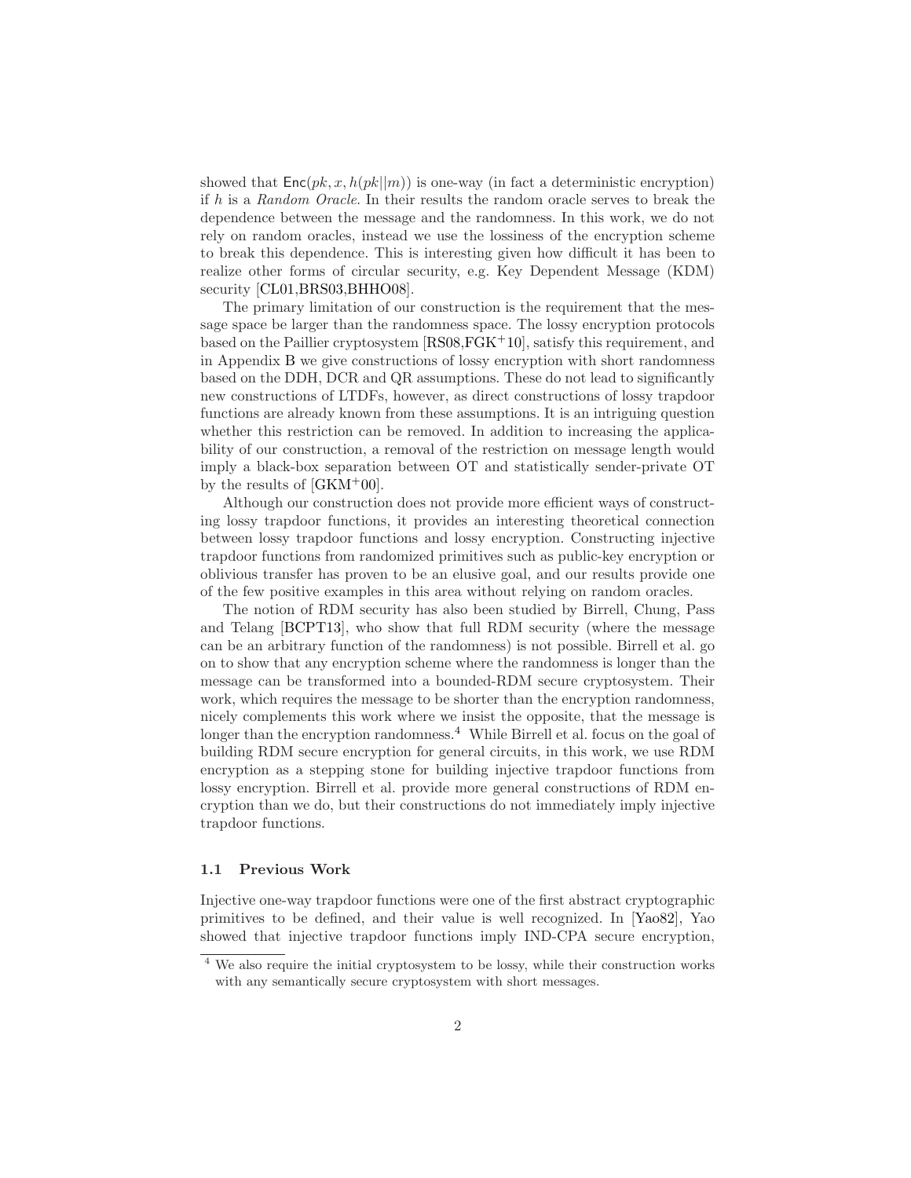showed that $\mathsf{Enc}(pk, x, h(pk||m))$ is one-way (in fact a deterministic encryption) if $h$ is a *Random Oracle*. In their results the random oracle serves to break the dependence between the message and the randomness. In this work, we do not rely on random oracles, instead we use the lossiness of the encryption scheme to break this dependence. This is interesting given how difficult it has been to realize other forms of circular security, e.g. Key Dependent Message (KDM) security [CL01,BRS03,BHHO08].

The primary limitation of our construction is the requirement that the message space be larger than the randomness space. The lossy encryption protocols based on the Paillier cryptosystem [RS08,FGK+10], satisfy this requirement, and in Appendix B we give constructions of lossy encryption with short randomness based on the DDH, DCR and QR assumptions. These do not lead to significantly new constructions of LTDFs, however, as direct constructions of lossy trapdoor functions are already known from these assumptions. It is an intriguing question whether this restriction can be removed. In addition to increasing the applicability of our construction, a removal of the restriction on message length would imply a black-box separation between OT and statistically sender-private OT by the results of [GKM+00].

Although our construction does not provide more efficient ways of constructing lossy trapdoor functions, it provides an interesting theoretical connection between lossy trapdoor functions and lossy encryption. Constructing injective trapdoor functions from randomized primitives such as public-key encryption or oblivious transfer has proven to be an elusive goal, and our results provide one of the few positive examples in this area without relying on random oracles.

The notion of RDM security has also been studied by Birrell, Chung, Pass and Telang [BCPT13], who show that full RDM security (where the message can be an arbitrary function of the randomness) is not possible. Birrell et al. go on to show that any encryption scheme where the randomness is longer than the message can be transformed into a bounded-RDM secure cryptosystem. Their work, which requires the message to be shorter than the encryption randomness, nicely complements this work where we insist the opposite, that the message is longer than the encryption randomness.[4] While Birrell et al. focus on the goal of building RDM secure encryption for general circuits, in this work, we use RDM encryption as a stepping stone for building injective trapdoor functions from lossy encryption. Birrell et al. provide more general constructions of RDM encryption than we do, but their constructions do not immediately imply injective trapdoor functions.

### 1.1 Previous Work

Injective one-way trapdoor functions were one of the first abstract cryptographic primitives to be defined, and their value is well recognized. In [Yao82], Yao showed that injective trapdoor functions imply IND-CPA secure encryption,

[4] We also require the initial cryptosystem to be lossy, while their construction works with any semantically secure cryptosystem with short messages.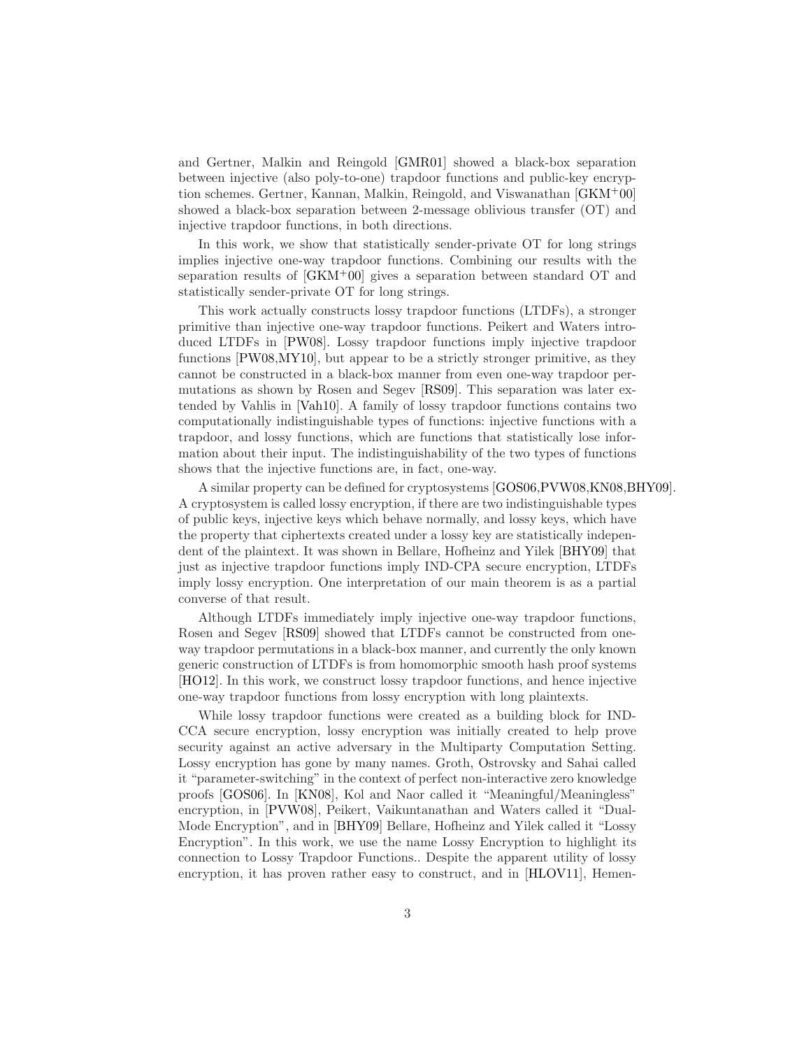and Gertner, Malkin and Reingold [GMR01] showed a black-box separation between injective (also poly-to-one) trapdoor functions and public-key encryption schemes. Gertner, Kannan, Malkin, Reingold, and Viswanathan [GKM+00] showed a black-box separation between 2-message oblivious transfer (OT) and injective trapdoor functions, in both directions.

In this work, we show that statistically sender-private OT for long strings implies injective one-way trapdoor functions. Combining our results with the separation results of [GKM+00] gives a separation between standard OT and statistically sender-private OT for long strings.

This work actually constructs lossy trapdoor functions (LTDFs), a stronger primitive than injective one-way trapdoor functions. Peikert and Waters introduced LTDFs in [PW08]. Lossy trapdoor functions imply injective trapdoor functions [PW08,MY10], but appear to be a strictly stronger primitive, as they cannot be constructed in a black-box manner from even one-way trapdoor permutations as shown by Rosen and Segev [RS09]. This separation was later extended by Vahlis in [Vah10]. A family of lossy trapdoor functions contains two computationally indistinguishable types of functions: injective functions with a trapdoor, and lossy functions, which are functions that statistically lose information about their input. The indistinguishability of the two types of functions shows that the injective functions are, in fact, one-way.

A similar property can be defined for cryptosystems [GOS06,PVW08,KN08,BHY09]. A cryptosystem is called lossy encryption, if there are two indistinguishable types of public keys, injective keys which behave normally, and lossy keys, which have the property that ciphertexts created under a lossy key are statistically independent of the plaintext. It was shown in Bellare, Hofheinz and Yilek [BHY09] that just as injective trapdoor functions imply IND-CPA secure encryption, LTDFs imply lossy encryption. One interpretation of our main theorem is as a partial converse of that result.

Although LTDFs immediately imply injective one-way trapdoor functions, Rosen and Segev [RS09] showed that LTDFs cannot be constructed from one-way trapdoor permutations in a black-box manner, and currently the only known generic construction of LTDFs is from homomorphic smooth hash proof systems [HO12]. In this work, we construct lossy trapdoor functions, and hence injective one-way trapdoor functions from lossy encryption with long plaintexts.

While lossy trapdoor functions were created as a building block for IND-CCA secure encryption, lossy encryption was initially created to help prove security against an active adversary in the Multiparty Computation Setting. Lossy encryption has gone by many names. Groth, Ostrovsky and Sahai called it "parameter-switching" in the context of perfect non-interactive zero knowledge proofs [GOS06]. In [KN08], Kol and Naor called it "Meaningful/Meaningless" encryption, in [PVW08], Peikert, Vaikuntanathan and Waters called it "Dual-Mode Encryption", and in [BHY09] Bellare, Hofheinz and Yilek called it "Lossy Encryption". In this work, we use the name Lossy Encryption to highlight its connection to Lossy Trapdoor Functions.. Despite the apparent utility of lossy encryption, it has proven rather easy to construct, and in [HLOV11], Hemen-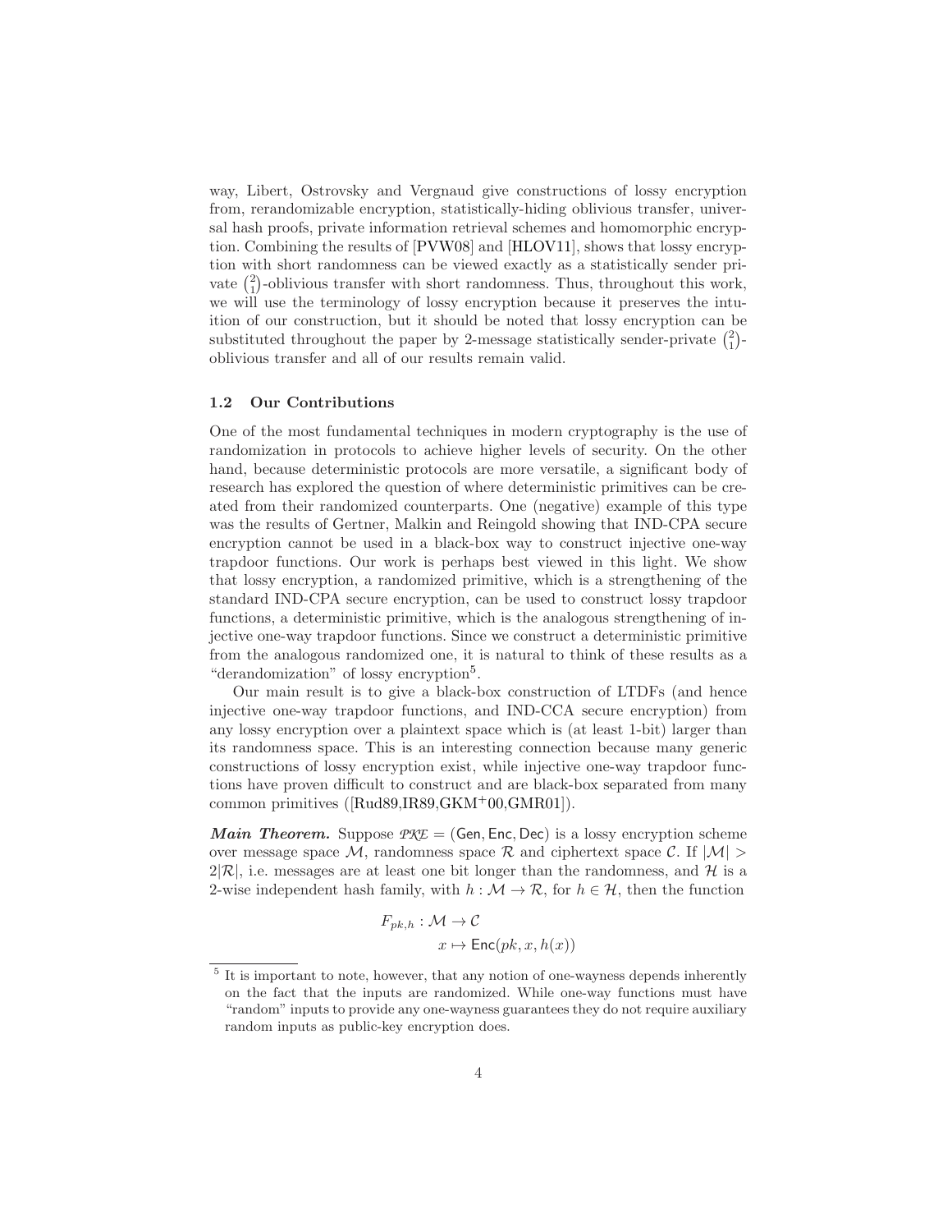way, Libert, Ostrovsky and Vergnaud give constructions of lossy encryption from, rerandomizable encryption, statistically-hiding oblivious transfer, universal hash proofs, private information retrieval schemes and homomorphic encryption. Combining the results of [PVW08] and [HLOV11], shows that lossy encryption with short randomness can be viewed exactly as a statistically sender private $\binom{2}{1}$-oblivious transfer with short randomness. Thus, throughout this work, we will use the terminology of lossy encryption because it preserves the intuition of our construction, but it should be noted that lossy encryption can be substituted throughout the paper by 2-message statistically sender-private $\binom{2}{1}$-oblivious transfer and all of our results remain valid.

### 1.2 Our Contributions

One of the most fundamental techniques in modern cryptography is the use of randomization in protocols to achieve higher levels of security. On the other hand, because deterministic protocols are more versatile, a significant body of research has explored the question of where deterministic primitives can be created from their randomized counterparts. One (negative) example of this type was the results of Gertner, Malkin and Reingold showing that IND-CPA secure encryption cannot be used in a black-box way to construct injective one-way trapdoor functions. Our work is perhaps best viewed in this light. We show that lossy encryption, a randomized primitive, which is a strengthening of the standard IND-CPA secure encryption, can be used to construct lossy trapdoor functions, a deterministic primitive, which is the analogous strengthening of injective one-way trapdoor functions. Since we construct a deterministic primitive from the analogous randomized one, it is natural to think of these results as a "derandomization" of lossy encryption[5].

Our main result is to give a black-box construction of LTDFs (and hence injective one-way trapdoor functions, and IND-CCA secure encryption) from any lossy encryption over a plaintext space which is (at least 1-bit) larger than its randomness space. This is an interesting connection because many generic constructions of lossy encryption exist, while injective one-way trapdoor functions have proven difficult to construct and are black-box separated from many common primitives ([Rud89,IR89,GKM+00,GMR01]).

***Main Theorem.*** Suppose $\mathcal{PKE} = (\mathsf{Gen}, \mathsf{Enc}, \mathsf{Dec})$ is a lossy encryption scheme over message space $\mathcal{M}$, randomness space $\mathcal{R}$ and ciphertext space $\mathcal{C}$. If $|\mathcal{M}| > 2|\mathcal{R}|$, i.e. messages are at least one bit longer than the randomness, and $\mathcal{H}$ is a 2-wise independent hash family, with $h : \mathcal{M} \to \mathcal{R}$, for $h \in \mathcal{H}$, then the function

$$F_{pk,h} : \mathcal{M} \to \mathcal{C}$$
$$x \mapsto \mathsf{Enc}(pk, x, h(x))$$

[5] It is important to note, however, that any notion of one-wayness depends inherently on the fact that the inputs are randomized. While one-way functions must have "random" inputs to provide any one-wayness guarantees they do not require auxiliary random inputs as public-key encryption does.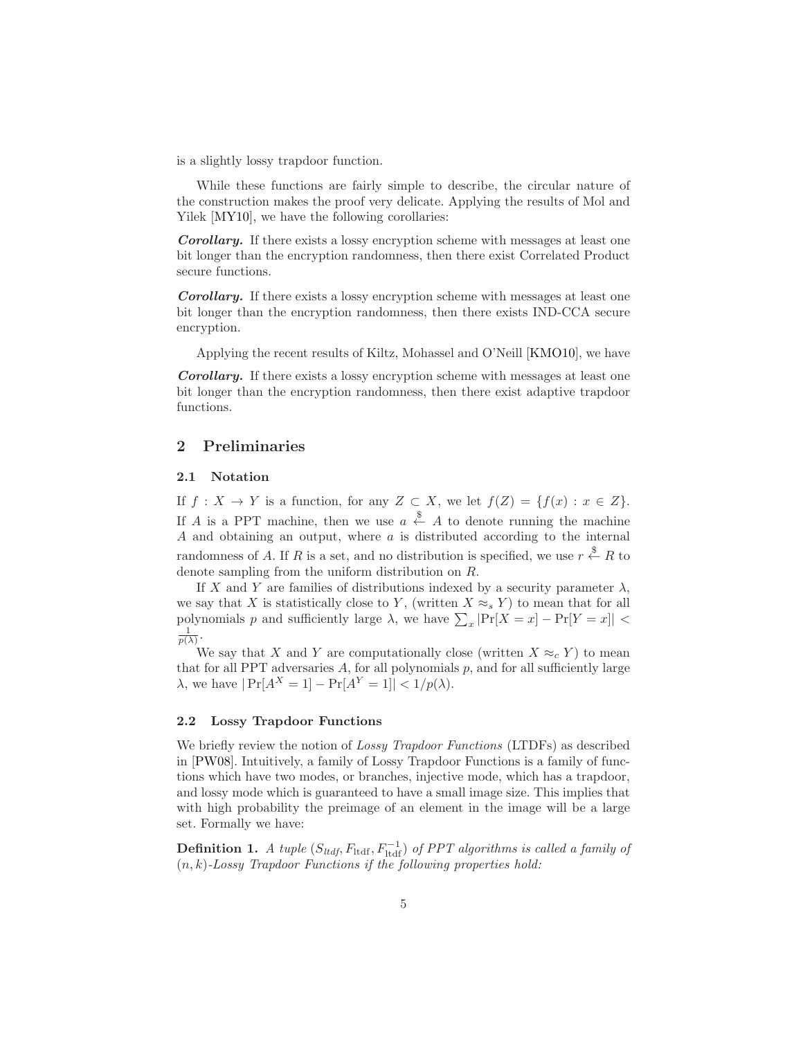is a slightly lossy trapdoor function.

While these functions are fairly simple to describe, the circular nature of the construction makes the proof very delicate. Applying the results of Mol and Yilek [MY10], we have the following corollaries:

***Corollary.*** If there exists a lossy encryption scheme with messages at least one bit longer than the encryption randomness, then there exist Correlated Product secure functions.

***Corollary.*** If there exists a lossy encryption scheme with messages at least one bit longer than the encryption randomness, then there exists IND-CCA secure encryption.

Applying the recent results of Kiltz, Mohassel and O'Neill [KMO10], we have

***Corollary.*** If there exists a lossy encryption scheme with messages at least one bit longer than the encryption randomness, then there exist adaptive trapdoor functions.

## 2 Preliminaries

### 2.1 Notation

If $f : X \to Y$ is a function, for any $Z \subset X$, we let $f(Z) = \{f(x) : x \in Z\}$. If $A$ is a PPT machine, then we use $a \xleftarrow{\$} A$ to denote running the machine $A$ and obtaining an output, where $a$ is distributed according to the internal randomness of $A$. If $R$ is a set, and no distribution is specified, we use $r \xleftarrow{\$} R$ to denote sampling from the uniform distribution on $R$.

If $X$ and $Y$ are families of distributions indexed by a security parameter $\lambda$, we say that $X$ is statistically close to $Y$, (written $X \approx_s Y$) to mean that for all polynomials $p$ and sufficiently large $\lambda$, we have $\sum_x |\Pr[X = x] - \Pr[Y = x]| < \frac{1}{p(\lambda)}$.

We say that $X$ and $Y$ are computationally close (written $X \approx_c Y$) to mean that for all PPT adversaries $A$, for all polynomials $p$, and for all sufficiently large $\lambda$, we have $|\Pr[A^X = 1] - \Pr[A^Y = 1]| < 1/p(\lambda)$.

### 2.2 Lossy Trapdoor Functions

We briefly review the notion of *Lossy Trapdoor Functions* (LTDFs) as described in [PW08]. Intuitively, a family of Lossy Trapdoor Functions is a family of functions which have two modes, or branches, injective mode, which has a trapdoor, and lossy mode which is guaranteed to have a small image size. This implies that with high probability the preimage of an element in the image will be a large set. Formally we have:

**Definition 1.** *A tuple $(S_{ltdf}, F_{\text{ltdf}}, F_{\text{ltdf}}^{-1})$ of PPT algorithms is called a family of $(n, k)$-Lossy Trapdoor Functions if the following properties hold:*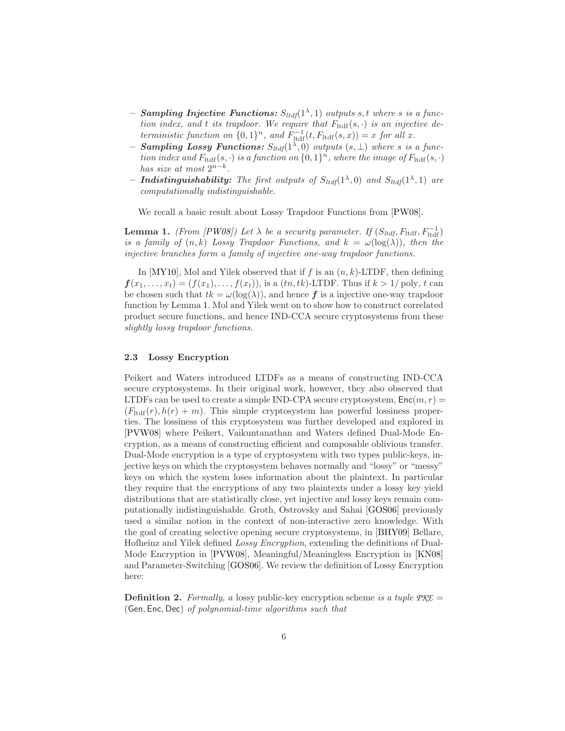– ***Sampling Injective Functions:*** $S_{ltdf}(1^\lambda, 1)$ *outputs* $s, t$ *where* $s$ *is a function index, and* $t$ *its trapdoor. We require that* $F_{\text{ltdf}}(s, \cdot)$ *is an injective deterministic function on* $\{0,1\}^n$*, and* $F_{\text{ltdf}}^{-1}(t, F_{\text{ltdf}}(s, x)) = x$ *for all* $x$*.*
– ***Sampling Lossy Functions:*** $S_{ltdf}(1^\lambda, 0)$ *outputs* $(s, \perp)$ *where* $s$ *is a function index and* $F_{\text{ltdf}}(s, \cdot)$ *is a function on* $\{0,1\}^n$*, where the image of* $F_{\text{ltdf}}(s, \cdot)$ *has size at most* $2^{n-k}$*.*
– ***Indistinguishability:*** *The first outputs of* $S_{ltdf}(1^\lambda, 0)$ *and* $S_{ltdf}(1^\lambda, 1)$ *are computationally indistinguishable.*

We recall a basic result about Lossy Trapdoor Functions from [PW08].

**Lemma 1.** *(From [PW08]) Let* $\lambda$ *be a security parameter. If* $(S_{ltdf}, F_{\text{ltdf}}, F_{\text{ltdf}}^{-1})$ *is a family of* $(n, k)$ *Lossy Trapdoor Functions, and* $k = \omega(\log(\lambda))$*, then the injective branches form a family of injective one-way trapdoor functions.*

In [MY10], Mol and Yilek observed that if $f$ is an $(n, k)$-LTDF, then defining $\boldsymbol{f}(x_1, \ldots, x_t) = (f(x_1), \ldots, f(x_t))$, is a $(tn, tk)$-LTDF. Thus if $k > 1/\text{poly}$, $t$ can be chosen such that $tk = \omega(\log(\lambda))$, and hence $\boldsymbol{f}$ is a injective one-way trapdoor function by Lemma 1. Mol and Yilek went on to show how to construct correlated product secure functions, and hence IND-CCA secure cryptosystems from these *slightly lossy trapdoor functions*.

### 2.3 Lossy Encryption

Peikert and Waters introduced LTDFs as a means of constructing IND-CCA secure cryptosystems. In their original work, however, they also observed that LTDFs can be used to create a simple IND-CPA secure cryptosystem, $\mathsf{Enc}(m, r) = (F_{\text{ltdf}}(r), h(r) + m)$. This simple cryptosystem has powerful lossiness properties. The lossiness of this cryptosystem was further developed and explored in [PVW08] where Peikert, Vaikuntanathan and Waters defined Dual-Mode Encryption, as a means of constructing efficient and composable oblivious transfer. Dual-Mode encryption is a type of cryptosystem with two types public-keys, injective keys on which the cryptosystem behaves normally and "lossy" or "messy" keys on which the system loses information about the plaintext. In particular they require that the encryptions of any two plaintexts under a lossy key yield distributions that are statistically close, yet injective and lossy keys remain computationally indistinguishable. Groth, Ostrovsky and Sahai [GOS06] previously used a similar notion in the context of non-interactive zero knowledge. With the goal of creating selective opening secure cryptosystems, in [BHY09] Bellare, Hofheinz and Yilek defined *Lossy Encryption*, extending the definitions of Dual-Mode Encryption in [PVW08], Meaningful/Meaningless Encryption in [KN08] and Parameter-Switching [GOS06]. We review the definition of Lossy Encryption here:

**Definition 2.** *Formally, a* lossy public-key encryption scheme *is a tuple* $\mathcal{PKE} = (\mathsf{Gen}, \mathsf{Enc}, \mathsf{Dec})$ *of polynomial-time algorithms such that*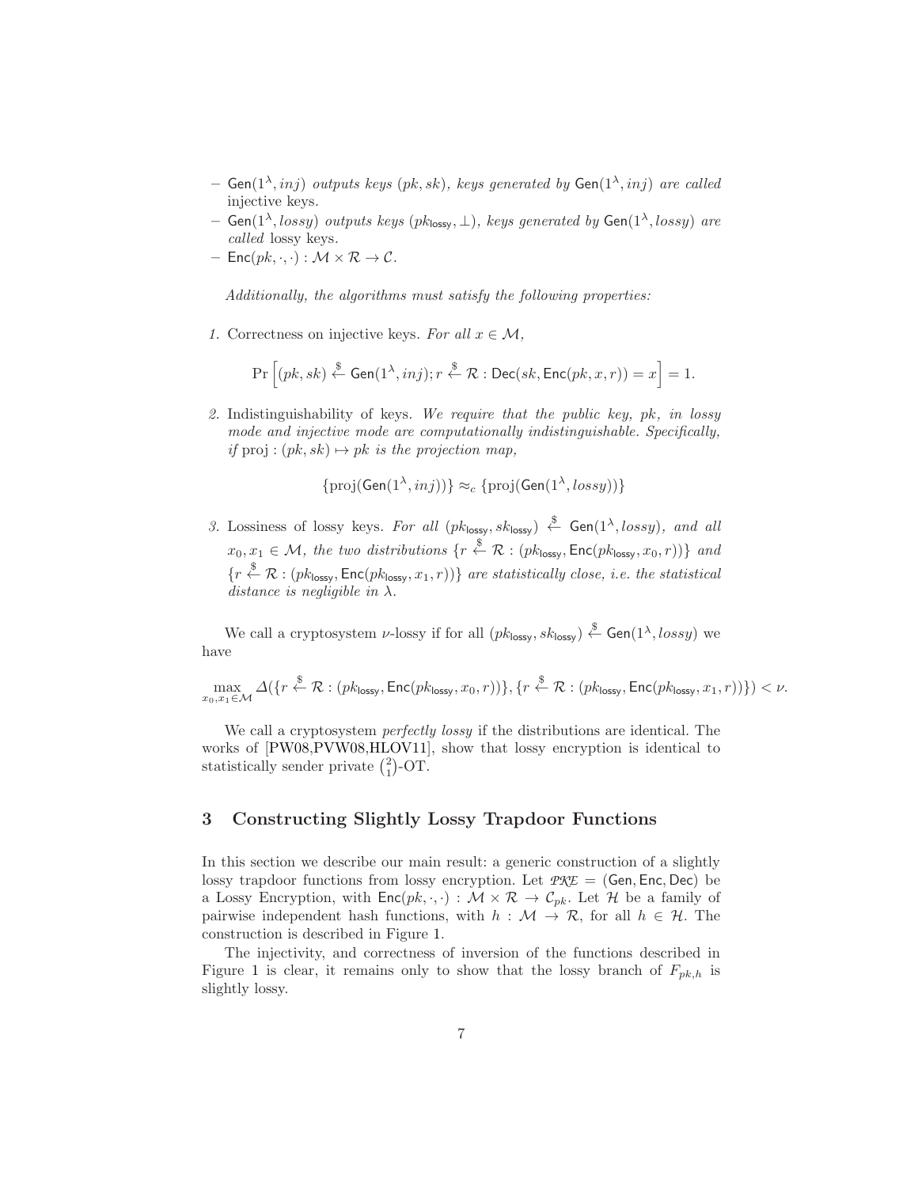- $\mathsf{Gen}(1^\lambda, inj)$ *outputs keys* $(pk, sk)$*, keys generated by* $\mathsf{Gen}(1^\lambda, inj)$ *are called* injective keys.
- $\mathsf{Gen}(1^\lambda, lossy)$ *outputs keys* $(pk_{\mathsf{lossy}}, \perp)$*, keys generated by* $\mathsf{Gen}(1^\lambda, lossy)$ *are called* lossy keys.
- $\mathsf{Enc}(pk, \cdot, \cdot) : \mathcal{M} \times \mathcal{R} \to \mathcal{C}$.

*Additionally, the algorithms must satisfy the following properties:*

1. Correctness on injective keys. *For all* $x \in \mathcal{M}$*,*

$$\Pr\left[(pk, sk) \xleftarrow{\$} \mathsf{Gen}(1^\lambda, inj); r \xleftarrow{\$} \mathcal{R} : \mathsf{Dec}(sk, \mathsf{Enc}(pk, x, r)) = x\right] = 1.$$

2. Indistinguishability of keys. *We require that the public key, pk, in lossy mode and injective mode are computationally indistinguishable. Specifically, if* $\mathrm{proj} : (pk, sk) \mapsto pk$ *is the projection map,*

$$\{\mathrm{proj}(\mathsf{Gen}(1^\lambda, inj))\} \approx_c \{\mathrm{proj}(\mathsf{Gen}(1^\lambda, lossy))\}$$

3. Lossiness of lossy keys. *For all* $(pk_{\mathsf{lossy}}, sk_{\mathsf{lossy}}) \xleftarrow{\$} \mathsf{Gen}(1^\lambda, lossy)$*, and all* $x_0, x_1 \in \mathcal{M}$*, the two distributions* $\{r \xleftarrow{\$} \mathcal{R} : (pk_{\mathsf{lossy}}, \mathsf{Enc}(pk_{\mathsf{lossy}}, x_0, r))\}$ *and* $\{r \xleftarrow{\$} \mathcal{R} : (pk_{\mathsf{lossy}}, \mathsf{Enc}(pk_{\mathsf{lossy}}, x_1, r))\}$ *are statistically close, i.e. the statistical distance is negligible in* $\lambda$.

We call a cryptosystem $\nu$-lossy if for all $(pk_{\mathsf{lossy}}, sk_{\mathsf{lossy}}) \xleftarrow{\$} \mathsf{Gen}(1^\lambda, lossy)$ we have

$$\max_{x_0, x_1 \in \mathcal{M}} \Delta(\{r \xleftarrow{\$} \mathcal{R} : (pk_{\mathsf{lossy}}, \mathsf{Enc}(pk_{\mathsf{lossy}}, x_0, r))\}, \{r \xleftarrow{\$} \mathcal{R} : (pk_{\mathsf{lossy}}, \mathsf{Enc}(pk_{\mathsf{lossy}}, x_1, r))\}) < \nu.$$

We call a cryptosystem *perfectly lossy* if the distributions are identical. The works of [PW08,PVW08,HLOV11], show that lossy encryption is identical to statistically sender private $\binom{2}{1}$-OT.

## 3 Constructing Slightly Lossy Trapdoor Functions

In this section we describe our main result: a generic construction of a slightly lossy trapdoor functions from lossy encryption. Let $\mathcal{PKE} = (\mathsf{Gen}, \mathsf{Enc}, \mathsf{Dec})$ be a Lossy Encryption, with $\mathsf{Enc}(pk, \cdot, \cdot) : \mathcal{M} \times \mathcal{R} \to \mathcal{C}_{pk}$. Let $\mathcal{H}$ be a family of pairwise independent hash functions, with $h : \mathcal{M} \to \mathcal{R}$, for all $h \in \mathcal{H}$. The construction is described in Figure 1.

The injectivity, and correctness of inversion of the functions described in Figure 1 is clear, it remains only to show that the lossy branch of $F_{pk,h}$ is slightly lossy.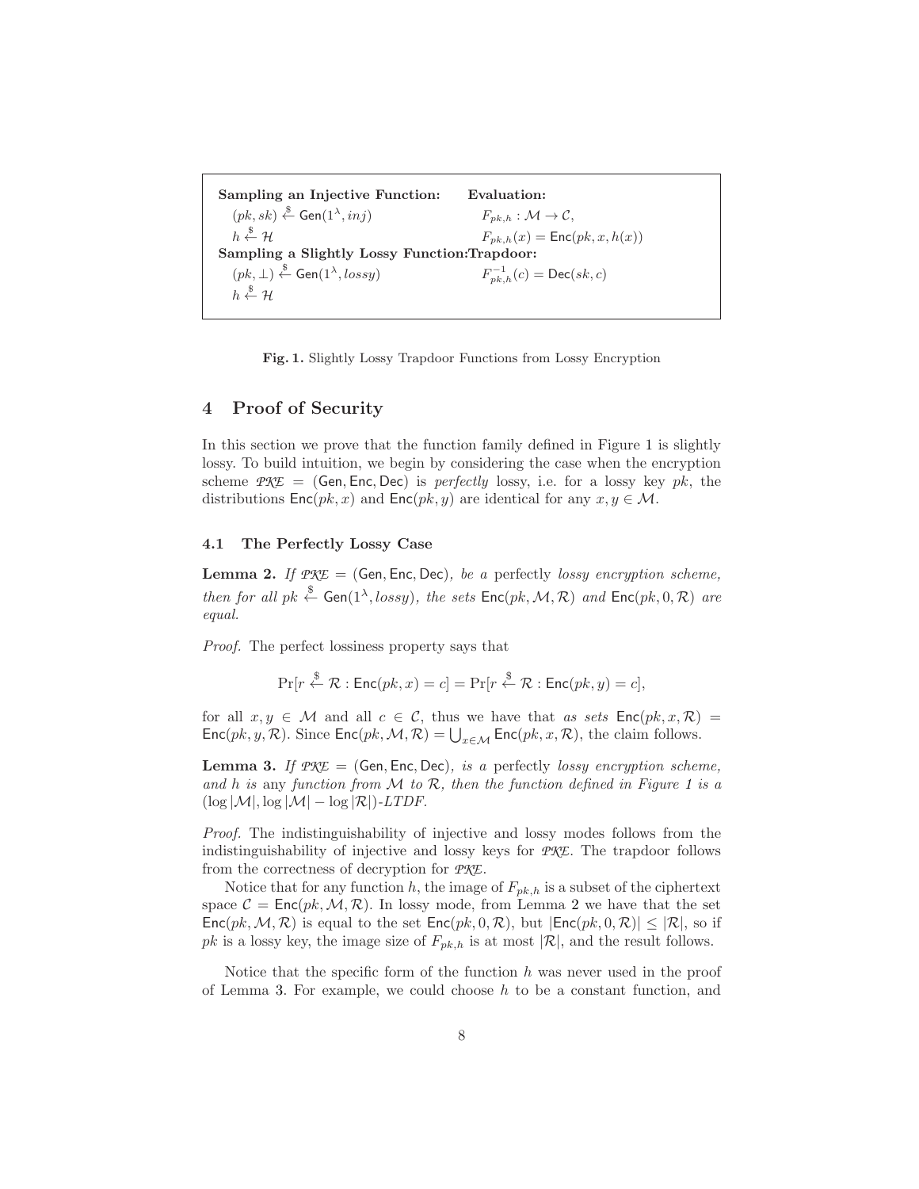| | |
|---|---|
| **Sampling an Injective Function:** | **Evaluation:** |
| $(pk, sk) \xleftarrow{\$} \mathsf{Gen}(1^\lambda, inj)$ | $F_{pk,h} : \mathcal{M} \to \mathcal{C}$, |
| $h \xleftarrow{\$} \mathcal{H}$ | $F_{pk,h}(x) = \mathsf{Enc}(pk, x, h(x))$ |
| **Sampling a Slightly Lossy Function:** | **Trapdoor:** |
| $(pk, \perp) \xleftarrow{\$} \mathsf{Gen}(1^\lambda, lossy)$ | $F^{-1}_{pk,h}(c) = \mathsf{Dec}(sk, c)$ |
| $h \xleftarrow{\$} \mathcal{H}$ | |

**Fig. 1.** Slightly Lossy Trapdoor Functions from Lossy Encryption

## 4 Proof of Security

In this section we prove that the function family defined in Figure 1 is slightly lossy. To build intuition, we begin by considering the case when the encryption scheme $\mathcal{PKE} = (\mathsf{Gen}, \mathsf{Enc}, \mathsf{Dec})$ is *perfectly* lossy, i.e. for a lossy key $pk$, the distributions $\mathsf{Enc}(pk, x)$ and $\mathsf{Enc}(pk, y)$ are identical for any $x, y \in \mathcal{M}$.

### 4.1 The Perfectly Lossy Case

**Lemma 2.** *If $\mathcal{PKE} = (\mathsf{Gen}, \mathsf{Enc}, \mathsf{Dec})$, be a perfectly lossy encryption scheme, then for all $pk \xleftarrow{\$} \mathsf{Gen}(1^\lambda, lossy)$, the sets $\mathsf{Enc}(pk, \mathcal{M}, \mathcal{R})$ and $\mathsf{Enc}(pk, 0, \mathcal{R})$ are equal.*

*Proof.* The perfect lossiness property says that

$$\Pr[r \xleftarrow{\$} \mathcal{R} : \mathsf{Enc}(pk, x) = c] = \Pr[r \xleftarrow{\$} \mathcal{R} : \mathsf{Enc}(pk, y) = c],$$

for all $x, y \in \mathcal{M}$ and all $c \in \mathcal{C}$, thus we have that *as sets* $\mathsf{Enc}(pk, x, \mathcal{R}) = \mathsf{Enc}(pk, y, \mathcal{R})$. Since $\mathsf{Enc}(pk, \mathcal{M}, \mathcal{R}) = \bigcup_{x \in \mathcal{M}} \mathsf{Enc}(pk, x, \mathcal{R})$, the claim follows.

**Lemma 3.** *If $\mathcal{PKE} = (\mathsf{Gen}, \mathsf{Enc}, \mathsf{Dec})$, is a perfectly lossy encryption scheme, and $h$ is any function from $\mathcal{M}$ to $\mathcal{R}$, then the function defined in Figure 1 is a $(\log |\mathcal{M}|, \log |\mathcal{M}| - \log |\mathcal{R}|)$-LTDF.*

*Proof.* The indistinguishability of injective and lossy modes follows from the indistinguishability of injective and lossy keys for $\mathcal{PKE}$. The trapdoor follows from the correctness of decryption for $\mathcal{PKE}$.

Notice that for any function $h$, the image of $F_{pk,h}$ is a subset of the ciphertext space $\mathcal{C} = \mathsf{Enc}(pk, \mathcal{M}, \mathcal{R})$. In lossy mode, from Lemma 2 we have that the set $\mathsf{Enc}(pk, \mathcal{M}, \mathcal{R})$ is equal to the set $\mathsf{Enc}(pk, 0, \mathcal{R})$, but $|\mathsf{Enc}(pk, 0, \mathcal{R})| \leq |\mathcal{R}|$, so if $pk$ is a lossy key, the image size of $F_{pk,h}$ is at most $|\mathcal{R}|$, and the result follows.

Notice that the specific form of the function $h$ was never used in the proof of Lemma 3. For example, we could choose $h$ to be a constant function, and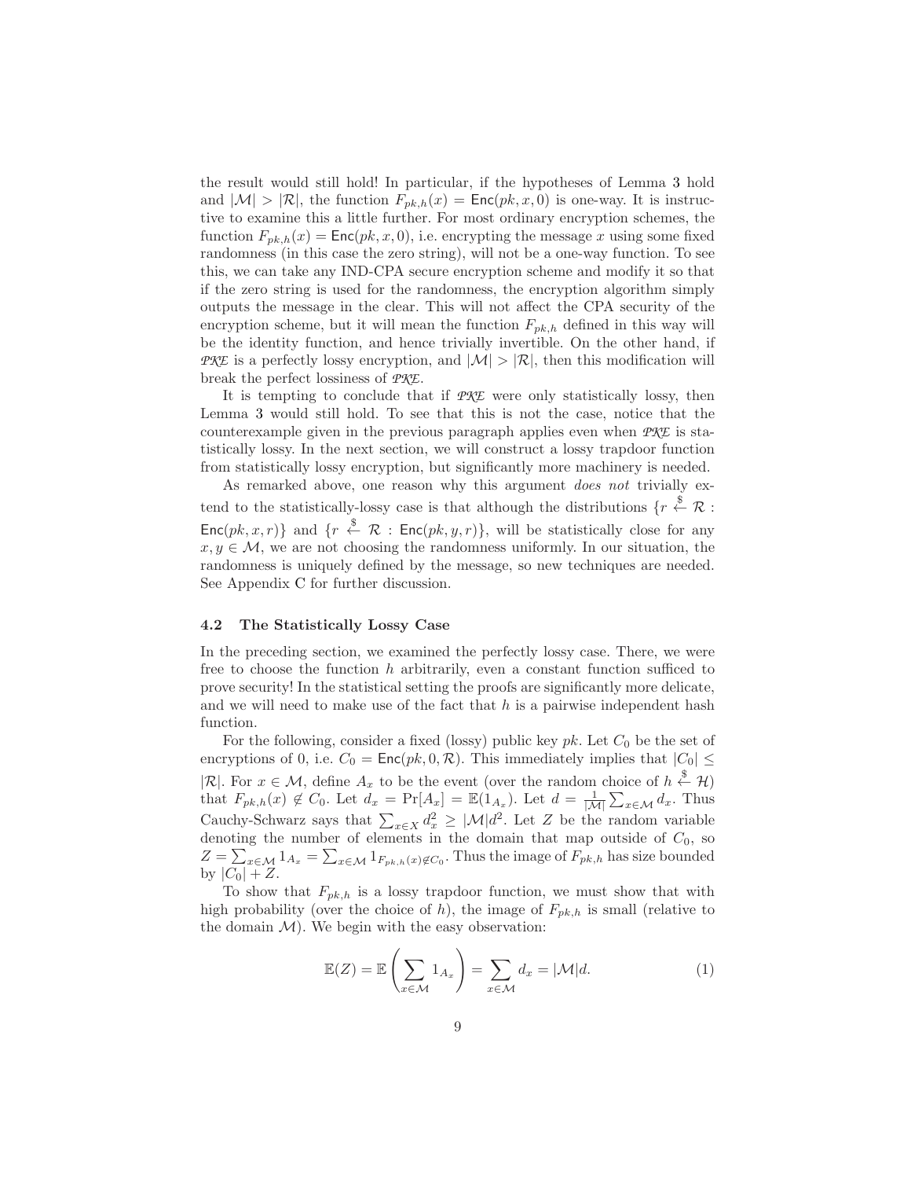the result would still hold! In particular, if the hypotheses of Lemma 3 hold and $|\mathcal{M}| > |\mathcal{R}|$, the function $F_{pk,h}(x) = \mathsf{Enc}(pk, x, 0)$ is one-way. It is instructive to examine this a little further. For most ordinary encryption schemes, the function $F_{pk,h}(x) = \mathsf{Enc}(pk, x, 0)$, i.e. encrypting the message $x$ using some fixed randomness (in this case the zero string), will not be a one-way function. To see this, we can take any IND-CPA secure encryption scheme and modify it so that if the zero string is used for the randomness, the encryption algorithm simply outputs the message in the clear. This will not affect the CPA security of the encryption scheme, but it will mean the function $F_{pk,h}$ defined in this way will be the identity function, and hence trivially invertible. On the other hand, if $\mathcal{PKE}$ is a perfectly lossy encryption, and $|\mathcal{M}| > |\mathcal{R}|$, then this modification will break the perfect lossiness of $\mathcal{PKE}$.

It is tempting to conclude that if $\mathcal{PKE}$ were only statistically lossy, then Lemma 3 would still hold. To see that this is not the case, notice that the counterexample given in the previous paragraph applies even when $\mathcal{PKE}$ is statistically lossy. In the next section, we will construct a lossy trapdoor function from statistically lossy encryption, but significantly more machinery is needed.

As remarked above, one reason why this argument *does not* trivially extend to the statistically-lossy case is that although the distributions $\{r \xleftarrow{\$} \mathcal{R} : \mathsf{Enc}(pk, x, r)\}$ and $\{r \xleftarrow{\$} \mathcal{R} : \mathsf{Enc}(pk, y, r)\}$, will be statistically close for any $x, y \in \mathcal{M}$, we are not choosing the randomness uniformly. In our situation, the randomness is uniquely defined by the message, so new techniques are needed. See Appendix C for further discussion.

### 4.2 The Statistically Lossy Case

In the preceding section, we examined the perfectly lossy case. There, we were free to choose the function $h$ arbitrarily, even a constant function sufficed to prove security! In the statistical setting the proofs are significantly more delicate, and we will need to make use of the fact that $h$ is a pairwise independent hash function.

For the following, consider a fixed (lossy) public key $pk$. Let $C_0$ be the set of encryptions of 0, i.e. $C_0 = \mathsf{Enc}(pk, 0, \mathcal{R})$. This immediately implies that $|C_0| \leq |\mathcal{R}|$. For $x \in \mathcal{M}$, define $A_x$ to be the event (over the random choice of $h \xleftarrow{\$} \mathcal{H}$) that $F_{pk,h}(x) \notin C_0$. Let $d_x = \Pr[A_x] = \mathbb{E}(1_{A_x})$. Let $d = \frac{1}{|\mathcal{M}|} \sum_{x \in \mathcal{M}} d_x$. Thus Cauchy-Schwarz says that $\sum_{x \in X} d_x^2 \geq |\mathcal{M}| d^2$. Let $Z$ be the random variable denoting the number of elements in the domain that map outside of $C_0$, so $Z = \sum_{x \in \mathcal{M}} 1_{A_x} = \sum_{x \in \mathcal{M}} 1_{F_{pk,h}(x) \notin C_0}$. Thus the image of $F_{pk,h}$ has size bounded by $|C_0| + Z$.

To show that $F_{pk,h}$ is a lossy trapdoor function, we must show that with high probability (over the choice of $h$), the image of $F_{pk,h}$ is small (relative to the domain $\mathcal{M}$). We begin with the easy observation:

$$\mathbb{E}(Z) = \mathbb{E}\left(\sum_{x \in \mathcal{M}} 1_{A_x}\right) = \sum_{x \in \mathcal{M}} d_x = |\mathcal{M}| d. \tag{1}$$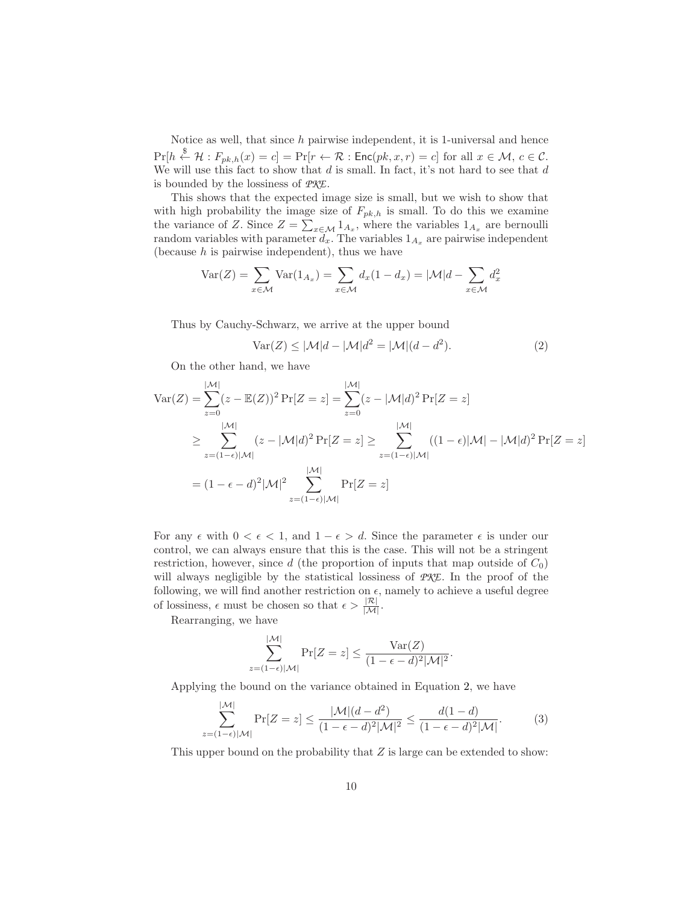Notice as well, that since $h$ pairwise independent, it is 1-universal and hence $\Pr[h \xleftarrow{\$} \mathcal{H} : F_{pk,h}(x) = c] = \Pr[r \leftarrow \mathcal{R} : \mathsf{Enc}(pk, x, r) = c]$ for all $x \in \mathcal{M}$, $c \in \mathcal{C}$. We will use this fact to show that $d$ is small. In fact, it's not hard to see that $d$ is bounded by the lossiness of $\mathcal{PKE}$.

This shows that the expected image size is small, but we wish to show that with high probability the image size of $F_{pk,h}$ is small. To do this we examine the variance of $Z$. Since $Z = \sum_{x \in \mathcal{M}} 1_{A_x}$, where the variables $1_{A_x}$ are bernoulli random variables with parameter $d_x$. The variables $1_{A_x}$ are pairwise independent (because $h$ is pairwise independent), thus we have

$$\mathrm{Var}(Z) = \sum_{x \in \mathcal{M}} \mathrm{Var}(1_{A_x}) = \sum_{x \in \mathcal{M}} d_x(1 - d_x) = |\mathcal{M}|d - \sum_{x \in \mathcal{M}} d_x^2$$

Thus by Cauchy-Schwarz, we arrive at the upper bound

$$\mathrm{Var}(Z) \le |\mathcal{M}|d - |\mathcal{M}|d^2 = |\mathcal{M}|(d - d^2). \tag{2}$$

On the other hand, we have

$$\begin{aligned}
\mathrm{Var}(Z) &= \sum_{z=0}^{|\mathcal{M}|} (z - \mathbb{E}(Z))^2 \Pr[Z = z] = \sum_{z=0}^{|\mathcal{M}|} (z - |\mathcal{M}|d)^2 \Pr[Z = z] \\
&\ge \sum_{z=(1-\epsilon)|\mathcal{M}|}^{|\mathcal{M}|} (z - |\mathcal{M}|d)^2 \Pr[Z = z] \ge \sum_{z=(1-\epsilon)|\mathcal{M}|}^{|\mathcal{M}|} ((1-\epsilon)|\mathcal{M}| - |\mathcal{M}|d)^2 \Pr[Z = z] \\
&= (1 - \epsilon - d)^2 |\mathcal{M}|^2 \sum_{z=(1-\epsilon)|\mathcal{M}|}^{|\mathcal{M}|} \Pr[Z = z]
\end{aligned}$$

For any $\epsilon$ with $0 < \epsilon < 1$, and $1 - \epsilon > d$. Since the parameter $\epsilon$ is under our control, we can always ensure that this is the case. This will not be a stringent restriction, however, since $d$ (the proportion of inputs that map outside of $C_0$) will always negligible by the statistical lossiness of $\mathcal{PKE}$. In the proof of the following, we will find another restriction on $\epsilon$, namely to achieve a useful degree of lossiness, $\epsilon$ must be chosen so that $\epsilon > \frac{|\mathcal{R}|}{|\mathcal{M}|}$.

Rearranging, we have

$$\sum_{z=(1-\epsilon)|\mathcal{M}|}^{|\mathcal{M}|} \Pr[Z = z] \le \frac{\mathrm{Var}(Z)}{(1 - \epsilon - d)^2 |\mathcal{M}|^2}.$$

Applying the bound on the variance obtained in Equation 2, we have

$$\sum_{z=(1-\epsilon)|\mathcal{M}|}^{|\mathcal{M}|} \Pr[Z = z] \le \frac{|\mathcal{M}|(d - d^2)}{(1 - \epsilon - d)^2 |\mathcal{M}|^2} \le \frac{d(1-d)}{(1 - \epsilon - d)^2 |\mathcal{M}|}. \tag{3}$$

This upper bound on the probability that $Z$ is large can be extended to show: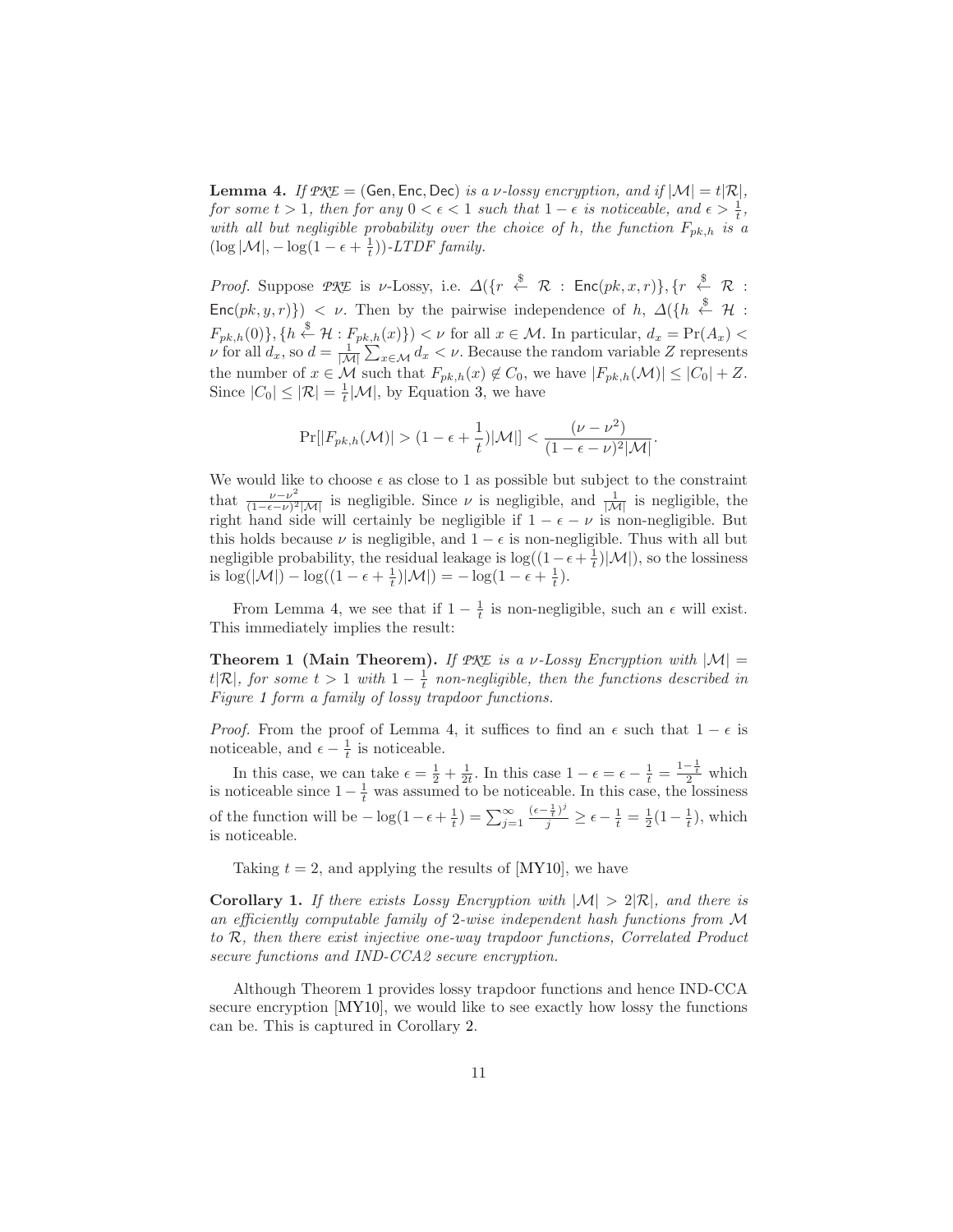**Lemma 4.** *If $\mathcal{PKE} = (\mathsf{Gen}, \mathsf{Enc}, \mathsf{Dec})$ is a $\nu$-lossy encryption, and if $|\mathcal{M}| = t|\mathcal{R}|$, for some $t > 1$, then for any $0 < \epsilon < 1$ such that $1 - \epsilon$ is noticeable, and $\epsilon > \frac{1}{t}$, with all but negligible probability over the choice of $h$, the function $F_{pk,h}$ is a $(\log|\mathcal{M}|, -\log(1 - \epsilon + \frac{1}{t}))$-LTDF family.*

*Proof.* Suppose $\mathcal{PKE}$ is $\nu$-Lossy, i.e. $\Delta(\{r \xleftarrow{\$} \mathcal{R} : \mathsf{Enc}(pk, x, r)\}, \{r \xleftarrow{\$} \mathcal{R} : \mathsf{Enc}(pk, y, r)\}) < \nu$. Then by the pairwise independence of $h$, $\Delta(\{h \xleftarrow{\$} \mathcal{H} : F_{pk,h}(0)\}, \{h \xleftarrow{\$} \mathcal{H} : F_{pk,h}(x)\}) < \nu$ for all $x \in \mathcal{M}$. In particular, $d_x = \Pr(A_x) < \nu$ for all $d_x$, so $d = \frac{1}{|\mathcal{M}|}\sum_{x \in \mathcal{M}} d_x < \nu$. Because the random variable $Z$ represents the number of $x \in \mathcal{M}$ such that $F_{pk,h}(x) \notin C_0$, we have $|F_{pk,h}(\mathcal{M})| \leq |C_0| + Z$. Since $|C_0| \leq |\mathcal{R}| = \frac{1}{t}|\mathcal{M}|$, by Equation 3, we have

$$\Pr[|F_{pk,h}(\mathcal{M})| > (1 - \epsilon + \frac{1}{t})|\mathcal{M}|] < \frac{(\nu - \nu^2)}{(1 - \epsilon - \nu)^2|\mathcal{M}|}.$$

We would like to choose $\epsilon$ as close to 1 as possible but subject to the constraint that $\frac{\nu - \nu^2}{(1-\epsilon-\nu)^2|\mathcal{M}|}$ is negligible. Since $\nu$ is negligible, and $\frac{1}{|\mathcal{M}|}$ is negligible, the right hand side will certainly be negligible if $1 - \epsilon - \nu$ is non-negligible. But this holds because $\nu$ is negligible, and $1 - \epsilon$ is non-negligible. Thus with all but negligible probability, the residual leakage is $\log((1 - \epsilon + \frac{1}{t})|\mathcal{M}|)$, so the lossiness is $\log(|\mathcal{M}|) - \log((1 - \epsilon + \frac{1}{t})|\mathcal{M}|) = -\log(1 - \epsilon + \frac{1}{t})$.

From Lemma 4, we see that if $1 - \frac{1}{t}$ is non-negligible, such an $\epsilon$ will exist. This immediately implies the result:

**Theorem 1 (Main Theorem).** *If $\mathcal{PKE}$ is a $\nu$-Lossy Encryption with $|\mathcal{M}| = t|\mathcal{R}|$, for some $t > 1$ with $1 - \frac{1}{t}$ non-negligible, then the functions described in Figure 1 form a family of lossy trapdoor functions.*

*Proof.* From the proof of Lemma 4, it suffices to find an $\epsilon$ such that $1 - \epsilon$ is noticeable, and $\epsilon - \frac{1}{t}$ is noticeable.

In this case, we can take $\epsilon = \frac{1}{2} + \frac{1}{2t}$. In this case $1 - \epsilon = \epsilon - \frac{1}{t} = \frac{1 - \frac{1}{t}}{2}$ which is noticeable since $1 - \frac{1}{t}$ was assumed to be noticeable. In this case, the lossiness of the function will be $-\log(1 - \epsilon + \frac{1}{t}) = \sum_{j=1}^{\infty} \frac{(\epsilon - \frac{1}{t})^j}{j} \geq \epsilon - \frac{1}{t} = \frac{1}{2}(1 - \frac{1}{t})$, which is noticeable.

Taking $t = 2$, and applying the results of [MY10], we have

**Corollary 1.** *If there exists Lossy Encryption with $|\mathcal{M}| > 2|\mathcal{R}|$, and there is an efficiently computable family of 2-wise independent hash functions from $\mathcal{M}$ to $\mathcal{R}$, then there exist injective one-way trapdoor functions, Correlated Product secure functions and IND-CCA2 secure encryption.*

Although Theorem 1 provides lossy trapdoor functions and hence IND-CCA secure encryption [MY10], we would like to see exactly how lossy the functions can be. This is captured in Corollary 2.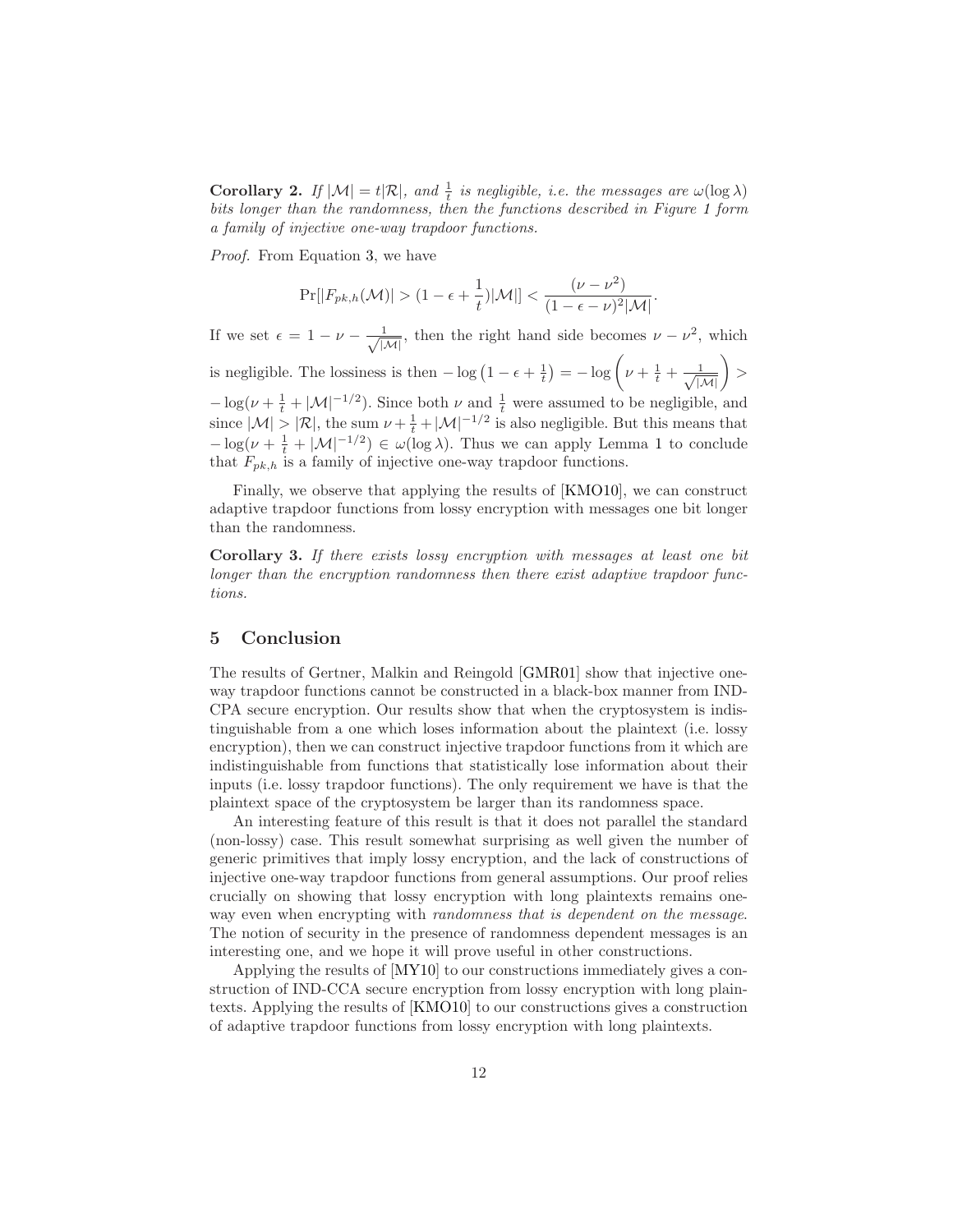**Corollary 2.** *If $|\mathcal{M}| = t|\mathcal{R}|$, and $\frac{1}{t}$ is negligible, i.e. the messages are $\omega(\log \lambda)$ bits longer than the randomness, then the functions described in Figure 1 form a family of injective one-way trapdoor functions.*

*Proof.* From Equation 3, we have

$$\Pr[|F_{pk,h}(\mathcal{M})| > (1 - \epsilon + \frac{1}{t})|\mathcal{M}|] < \frac{(\nu - \nu^2)}{(1 - \epsilon - \nu)^2 |\mathcal{M}|}.$$

If we set $\epsilon = 1 - \nu - \frac{1}{\sqrt{|\mathcal{M}|}}$, then the right hand side becomes $\nu - \nu^2$, which is negligible. The lossiness is then $-\log\left(1 - \epsilon + \frac{1}{t}\right) = -\log\left(\nu + \frac{1}{t} + \frac{1}{\sqrt{|\mathcal{M}|}}\right) > -\log(\nu + \frac{1}{t} + |\mathcal{M}|^{-1/2})$. Since both $\nu$ and $\frac{1}{t}$ were assumed to be negligible, and since $|\mathcal{M}| > |\mathcal{R}|$, the sum $\nu + \frac{1}{t} + |\mathcal{M}|^{-1/2}$ is also negligible. But this means that $-\log(\nu + \frac{1}{t} + |\mathcal{M}|^{-1/2}) \in \omega(\log \lambda)$. Thus we can apply Lemma 1 to conclude that $F_{pk,h}$ is a family of injective one-way trapdoor functions.

Finally, we observe that applying the results of [KMO10], we can construct adaptive trapdoor functions from lossy encryption with messages one bit longer than the randomness.

**Corollary 3.** *If there exists lossy encryption with messages at least one bit longer than the encryption randomness then there exist adaptive trapdoor functions.*

## 5 Conclusion

The results of Gertner, Malkin and Reingold [GMR01] show that injective one-way trapdoor functions cannot be constructed in a black-box manner from IND-CPA secure encryption. Our results show that when the cryptosystem is indistinguishable from a one which loses information about the plaintext (i.e. lossy encryption), then we can construct injective trapdoor functions from it which are indistinguishable from functions that statistically lose information about their inputs (i.e. lossy trapdoor functions). The only requirement we have is that the plaintext space of the cryptosystem be larger than its randomness space.

An interesting feature of this result is that it does not parallel the standard (non-lossy) case. This result somewhat surprising as well given the number of generic primitives that imply lossy encryption, and the lack of constructions of injective one-way trapdoor functions from general assumptions. Our proof relies crucially on showing that lossy encryption with long plaintexts remains one-way even when encrypting with *randomness that is dependent on the message*. The notion of security in the presence of randomness dependent messages is an interesting one, and we hope it will prove useful in other constructions.

Applying the results of [MY10] to our constructions immediately gives a construction of IND-CCA secure encryption from lossy encryption with long plaintexts. Applying the results of [KMO10] to our constructions gives a construction of adaptive trapdoor functions from lossy encryption with long plaintexts.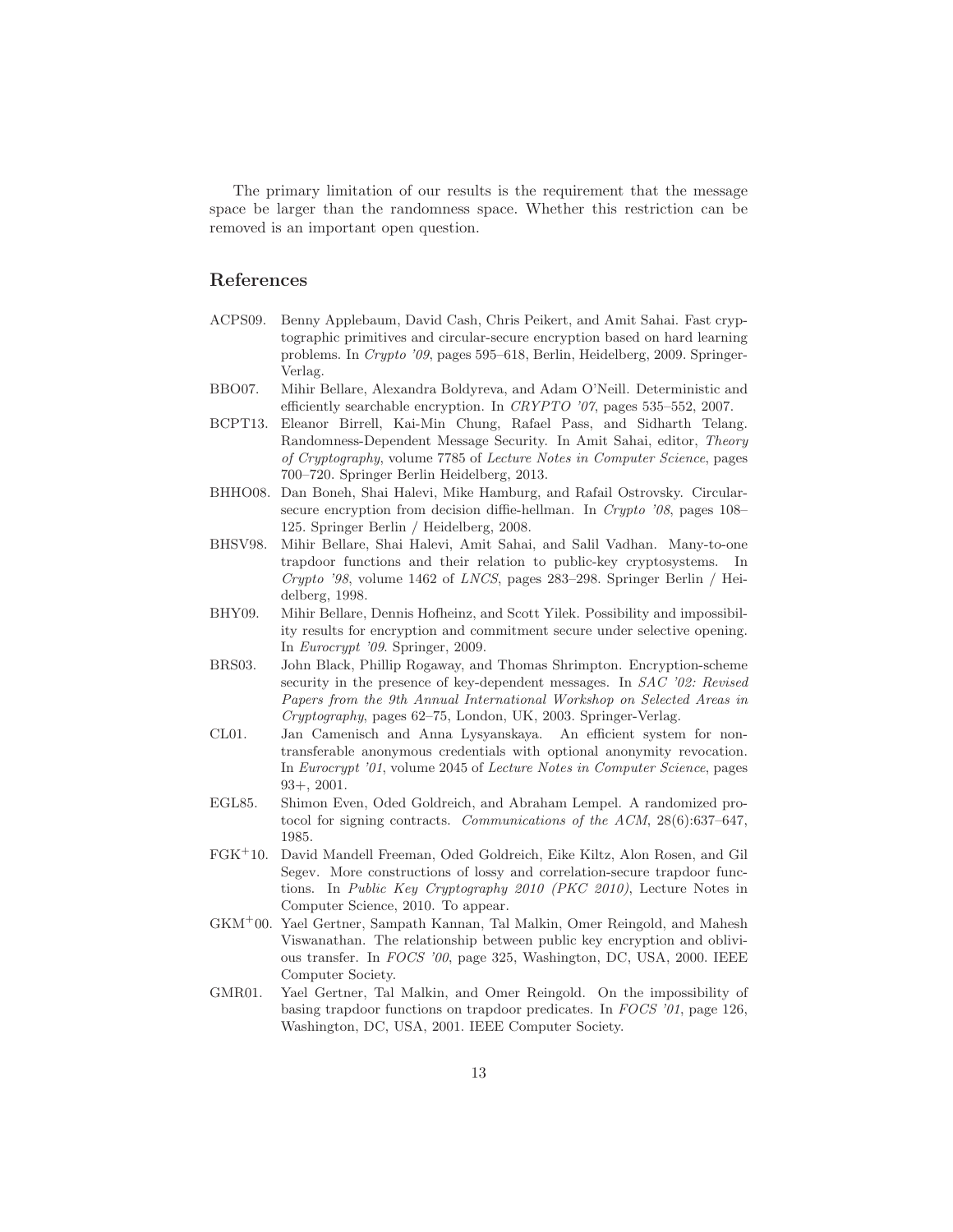The primary limitation of our results is the requirement that the message space be larger than the randomness space. Whether this restriction can be removed is an important open question.

## References

- ACPS09. Benny Applebaum, David Cash, Chris Peikert, and Amit Sahai. Fast cryptographic primitives and circular-secure encryption based on hard learning problems. In *Crypto '09*, pages 595–618, Berlin, Heidelberg, 2009. Springer-Verlag.
- BBO07. Mihir Bellare, Alexandra Boldyreva, and Adam O'Neill. Deterministic and efficiently searchable encryption. In *CRYPTO '07*, pages 535–552, 2007.
- BCPT13. Eleanor Birrell, Kai-Min Chung, Rafael Pass, and Sidharth Telang. Randomness-Dependent Message Security. In Amit Sahai, editor, *Theory of Cryptography*, volume 7785 of *Lecture Notes in Computer Science*, pages 700–720. Springer Berlin Heidelberg, 2013.
- BHHO08. Dan Boneh, Shai Halevi, Mike Hamburg, and Rafail Ostrovsky. Circular-secure encryption from decision diffie-hellman. In *Crypto '08*, pages 108–125. Springer Berlin / Heidelberg, 2008.
- BHSV98. Mihir Bellare, Shai Halevi, Amit Sahai, and Salil Vadhan. Many-to-one trapdoor functions and their relation to public-key cryptosystems. In *Crypto '98*, volume 1462 of *LNCS*, pages 283–298. Springer Berlin / Heidelberg, 1998.
- BHY09. Mihir Bellare, Dennis Hofheinz, and Scott Yilek. Possibility and impossibility results for encryption and commitment secure under selective opening. In *Eurocrypt '09*. Springer, 2009.
- BRS03. John Black, Phillip Rogaway, and Thomas Shrimpton. Encryption-scheme security in the presence of key-dependent messages. In *SAC '02: Revised Papers from the 9th Annual International Workshop on Selected Areas in Cryptography*, pages 62–75, London, UK, 2003. Springer-Verlag.
- CL01. Jan Camenisch and Anna Lysyanskaya. An efficient system for non-transferable anonymous credentials with optional anonymity revocation. In *Eurocrypt '01*, volume 2045 of *Lecture Notes in Computer Science*, pages 93+, 2001.
- EGL85. Shimon Even, Oded Goldreich, and Abraham Lempel. A randomized protocol for signing contracts. *Communications of the ACM*, 28(6):637–647, 1985.
- FGK+10. David Mandell Freeman, Oded Goldreich, Eike Kiltz, Alon Rosen, and Gil Segev. More constructions of lossy and correlation-secure trapdoor functions. In *Public Key Cryptography 2010 (PKC 2010)*, Lecture Notes in Computer Science, 2010. To appear.
- GKM+00. Yael Gertner, Sampath Kannan, Tal Malkin, Omer Reingold, and Mahesh Viswanathan. The relationship between public key encryption and oblivious transfer. In *FOCS '00*, page 325, Washington, DC, USA, 2000. IEEE Computer Society.
- GMR01. Yael Gertner, Tal Malkin, and Omer Reingold. On the impossibility of basing trapdoor functions on trapdoor predicates. In *FOCS '01*, page 126, Washington, DC, USA, 2001. IEEE Computer Society.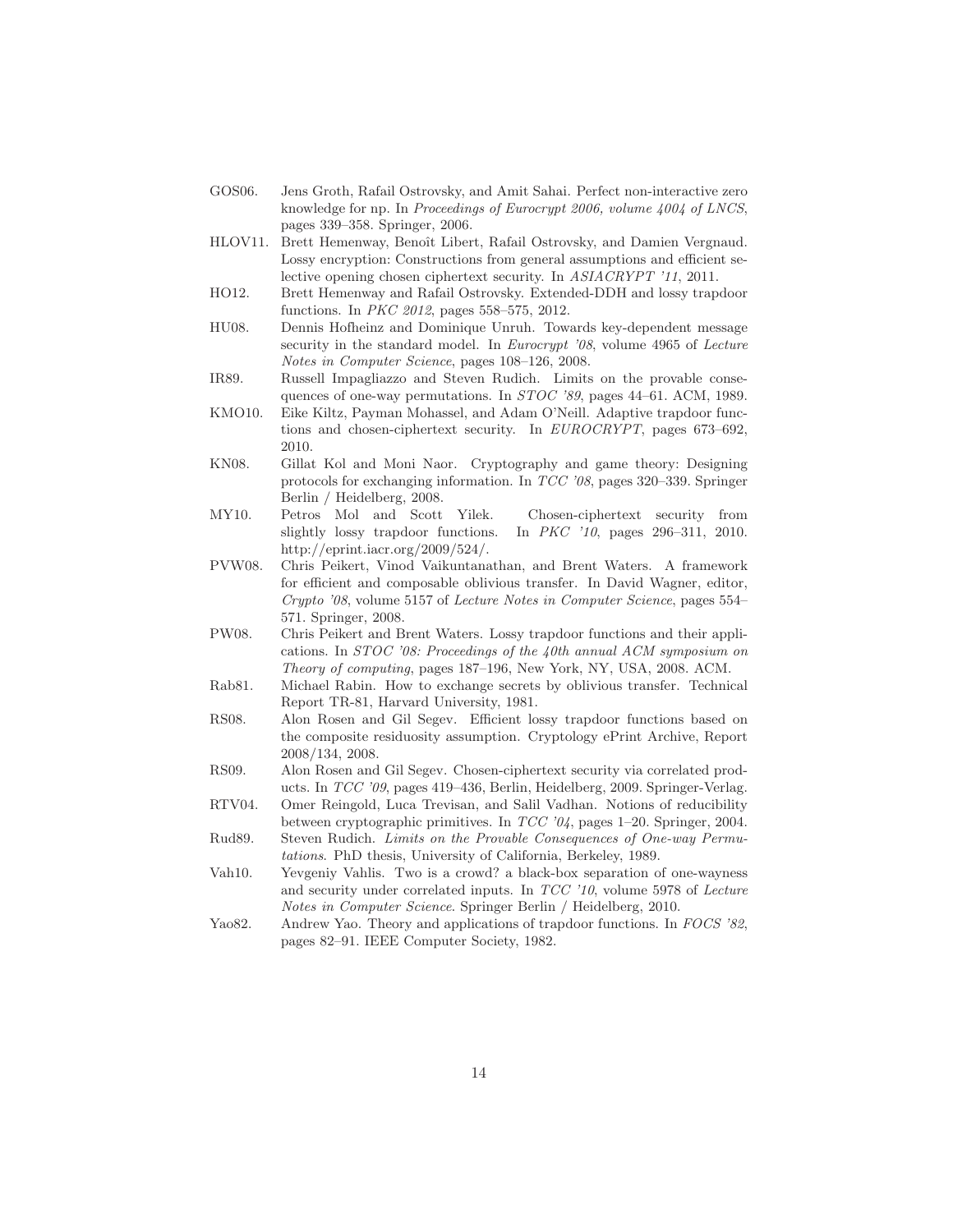GOS06. Jens Groth, Rafail Ostrovsky, and Amit Sahai. Perfect non-interactive zero knowledge for np. In *Proceedings of Eurocrypt 2006, volume 4004 of LNCS*, pages 339–358. Springer, 2006.

HLOV11. Brett Hemenway, Benoît Libert, Rafail Ostrovsky, and Damien Vergnaud. Lossy encryption: Constructions from general assumptions and efficient selective opening chosen ciphertext security. In *ASIACRYPT '11*, 2011.

HO12. Brett Hemenway and Rafail Ostrovsky. Extended-DDH and lossy trapdoor functions. In *PKC 2012*, pages 558–575, 2012.

HU08. Dennis Hofheinz and Dominique Unruh. Towards key-dependent message security in the standard model. In *Eurocrypt '08*, volume 4965 of *Lecture Notes in Computer Science*, pages 108–126, 2008.

IR89. Russell Impagliazzo and Steven Rudich. Limits on the provable consequences of one-way permutations. In *STOC '89*, pages 44–61. ACM, 1989.

KMO10. Eike Kiltz, Payman Mohassel, and Adam O'Neill. Adaptive trapdoor functions and chosen-ciphertext security. In *EUROCRYPT*, pages 673–692, 2010.

KN08. Gillat Kol and Moni Naor. Cryptography and game theory: Designing protocols for exchanging information. In *TCC '08*, pages 320–339. Springer Berlin / Heidelberg, 2008.

MY10. Petros Mol and Scott Yilek. Chosen-ciphertext security from slightly lossy trapdoor functions. In *PKC '10*, pages 296–311, 2010. http://eprint.iacr.org/2009/524/.

PVW08. Chris Peikert, Vinod Vaikuntanathan, and Brent Waters. A framework for efficient and composable oblivious transfer. In David Wagner, editor, *Crypto '08*, volume 5157 of *Lecture Notes in Computer Science*, pages 554–571. Springer, 2008.

PW08. Chris Peikert and Brent Waters. Lossy trapdoor functions and their applications. In *STOC '08: Proceedings of the 40th annual ACM symposium on Theory of computing*, pages 187–196, New York, NY, USA, 2008. ACM.

Rab81. Michael Rabin. How to exchange secrets by oblivious transfer. Technical Report TR-81, Harvard University, 1981.

RS08. Alon Rosen and Gil Segev. Efficient lossy trapdoor functions based on the composite residuosity assumption. Cryptology ePrint Archive, Report 2008/134, 2008.

RS09. Alon Rosen and Gil Segev. Chosen-ciphertext security via correlated products. In *TCC '09*, pages 419–436, Berlin, Heidelberg, 2009. Springer-Verlag.

RTV04. Omer Reingold, Luca Trevisan, and Salil Vadhan. Notions of reducibility between cryptographic primitives. In *TCC '04*, pages 1–20. Springer, 2004.

Rud89. Steven Rudich. *Limits on the Provable Consequences of One-way Permutations*. PhD thesis, University of California, Berkeley, 1989.

Vah10. Yevgeniy Vahlis. Two is a crowd? a black-box separation of one-wayness and security under correlated inputs. In *TCC '10*, volume 5978 of *Lecture Notes in Computer Science*. Springer Berlin / Heidelberg, 2010.

Yao82. Andrew Yao. Theory and applications of trapdoor functions. In *FOCS '82*, pages 82–91. IEEE Computer Society, 1982.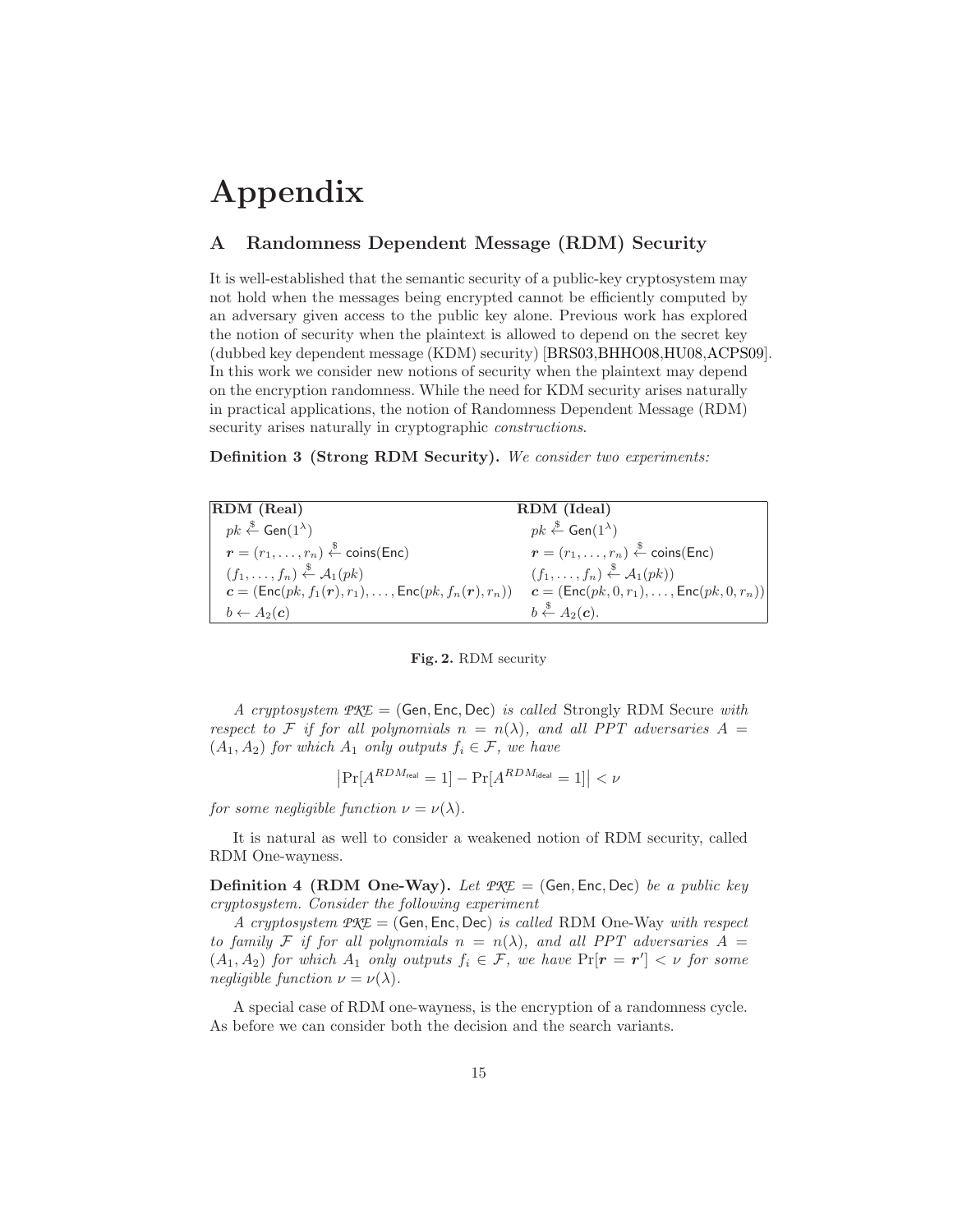# Appendix

## A Randomness Dependent Message (RDM) Security

It is well-established that the semantic security of a public-key cryptosystem may not hold when the messages being encrypted cannot be efficiently computed by an adversary given access to the public key alone. Previous work has explored the notion of security when the plaintext is allowed to depend on the secret key (dubbed key dependent message (KDM) security) [BRS03,BHHO08,HU08,ACPS09]. In this work we consider new notions of security when the plaintext may depend on the encryption randomness. While the need for KDM security arises naturally in practical applications, the notion of Randomness Dependent Message (RDM) security arises naturally in cryptographic *constructions*.

**Definition 3 (Strong RDM Security).** *We consider two experiments:*

| **RDM (Real)** | **RDM (Ideal)** |
|---|---|
| $pk \xleftarrow{\$} \mathsf{Gen}(1^\lambda)$ | $pk \xleftarrow{\$} \mathsf{Gen}(1^\lambda)$ |
| $\boldsymbol{r} = (r_1, \ldots, r_n) \xleftarrow{\$} \mathsf{coins}(\mathsf{Enc})$ | $\boldsymbol{r} = (r_1, \ldots, r_n) \xleftarrow{\$} \mathsf{coins}(\mathsf{Enc})$ |
| $(f_1, \ldots, f_n) \xleftarrow{\$} \mathcal{A}_1(pk)$ | $(f_1, \ldots, f_n) \xleftarrow{\$} \mathcal{A}_1(pk))$ |
| $\boldsymbol{c} = (\mathsf{Enc}(pk, f_1(\boldsymbol{r}), r_1), \ldots, \mathsf{Enc}(pk, f_n(\boldsymbol{r}), r_n))$ | $\boldsymbol{c} = (\mathsf{Enc}(pk, 0, r_1), \ldots, \mathsf{Enc}(pk, 0, r_n))$ |
| $b \leftarrow A_2(\boldsymbol{c})$ | $b \xleftarrow{\$} A_2(\boldsymbol{c})$. |

**Fig. 2.** RDM security

*A cryptosystem* $\mathcal{PKE} = (\mathsf{Gen}, \mathsf{Enc}, \mathsf{Dec})$ *is called* Strongly RDM Secure *with respect to* $\mathcal{F}$ *if for all polynomials* $n = n(\lambda)$*, and all PPT adversaries* $A = (A_1, A_2)$ *for which* $A_1$ *only outputs* $f_i \in \mathcal{F}$*, we have*

$$\left|\Pr[A^{RDM_{\mathsf{real}}} = 1] - \Pr[A^{RDM_{\mathsf{ideal}}} = 1]\right| < \nu$$

*for some negligible function* $\nu = \nu(\lambda)$.

It is natural as well to consider a weakened notion of RDM security, called RDM One-wayness.

**Definition 4 (RDM One-Way).** *Let* $\mathcal{PKE} = (\mathsf{Gen}, \mathsf{Enc}, \mathsf{Dec})$ *be a public key cryptosystem. Consider the following experiment*

*A cryptosystem* $\mathcal{PKE} = (\mathsf{Gen}, \mathsf{Enc}, \mathsf{Dec})$ *is called* RDM One-Way *with respect to family* $\mathcal{F}$ *if for all polynomials* $n = n(\lambda)$*, and all PPT adversaries* $A = (A_1, A_2)$ *for which* $A_1$ *only outputs* $f_i \in \mathcal{F}$*, we have* $\Pr[\boldsymbol{r} = \boldsymbol{r}'] < \nu$ *for some negligible function* $\nu = \nu(\lambda)$.

A special case of RDM one-wayness, is the encryption of a randomness cycle. As before we can consider both the decision and the search variants.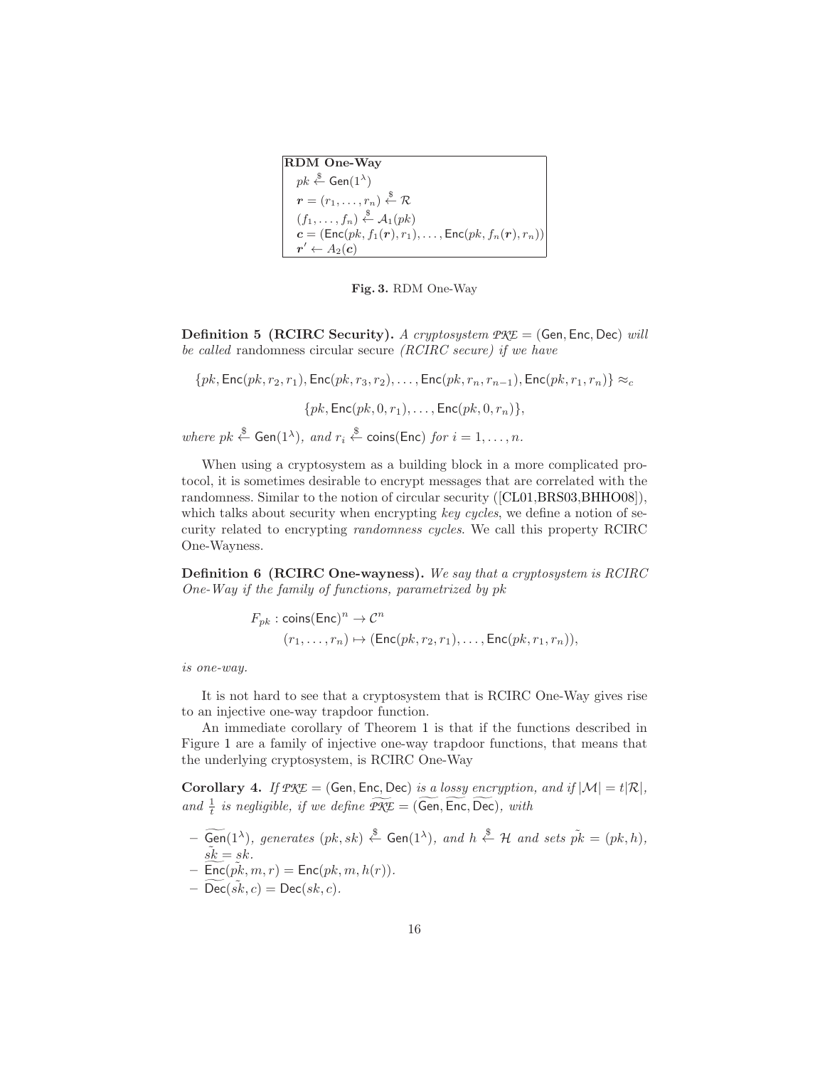**RDM One-Way**

$pk \xleftarrow{\$} \mathsf{Gen}(1^\lambda)$
$\boldsymbol{r} = (r_1, \ldots, r_n) \xleftarrow{\$} \mathcal{R}$
$(f_1, \ldots, f_n) \xleftarrow{\$} \mathcal{A}_1(pk)$
$\boldsymbol{c} = (\mathsf{Enc}(pk, f_1(\boldsymbol{r}), r_1), \ldots, \mathsf{Enc}(pk, f_n(\boldsymbol{r}), r_n))$
$\boldsymbol{r}' \leftarrow A_2(\boldsymbol{c})$

**Fig. 3.** RDM One-Way

**Definition 5 (RCIRC Security).** *A cryptosystem* $\mathcal{PKE} = (\mathsf{Gen}, \mathsf{Enc}, \mathsf{Dec})$ *will be called* randomness circular secure *(RCIRC secure) if we have*

$$\{pk, \mathsf{Enc}(pk, r_2, r_1), \mathsf{Enc}(pk, r_3, r_2), \ldots, \mathsf{Enc}(pk, r_n, r_{n-1}), \mathsf{Enc}(pk, r_1, r_n)\} \approx_c$$

$$\{pk, \mathsf{Enc}(pk, 0, r_1), \ldots, \mathsf{Enc}(pk, 0, r_n)\},$$

*where* $pk \xleftarrow{\$} \mathsf{Gen}(1^\lambda)$*, and* $r_i \xleftarrow{\$} \mathsf{coins}(\mathsf{Enc})$ *for* $i = 1, \ldots, n$*.*

When using a cryptosystem as a building block in a more complicated protocol, it is sometimes desirable to encrypt messages that are correlated with the randomness. Similar to the notion of circular security ([CL01,BRS03,BHHO08]), which talks about security when encrypting *key cycles*, we define a notion of security related to encrypting *randomness cycles*. We call this property RCIRC One-Wayness.

**Definition 6 (RCIRC One-wayness).** *We say that a cryptosystem is RCIRC One-Way if the family of functions, parametrized by pk*

$$F_{pk} : \mathsf{coins}(\mathsf{Enc})^n \to \mathcal{C}^n$$
$$(r_1, \ldots, r_n) \mapsto (\mathsf{Enc}(pk, r_2, r_1), \ldots, \mathsf{Enc}(pk, r_1, r_n)),$$

*is one-way.*

It is not hard to see that a cryptosystem that is RCIRC One-Way gives rise to an injective one-way trapdoor function.

An immediate corollary of Theorem 1 is that if the functions described in Figure 1 are a family of injective one-way trapdoor functions, that means that the underlying cryptosystem, is RCIRC One-Way

**Corollary 4.** *If* $\mathcal{PKE} = (\mathsf{Gen}, \mathsf{Enc}, \mathsf{Dec})$ *is a lossy encryption, and if* $|\mathcal{M}| = t|\mathcal{R}|$*, and* $\frac{1}{t}$ *is negligible, if we define* $\widetilde{\mathcal{PKE}} = (\widetilde{\mathsf{Gen}}, \widetilde{\mathsf{Enc}}, \widetilde{\mathsf{Dec}})$*, with*

- $\widetilde{\mathsf{Gen}}(1^\lambda)$*, generates* $(pk, sk) \xleftarrow{\$} \mathsf{Gen}(1^\lambda)$*, and* $h \xleftarrow{\$} \mathcal{H}$ *and sets* $\tilde{pk} = (pk, h)$*,* $\tilde{sk} = sk$*.*
- $\widetilde{\mathsf{Enc}}(\tilde{pk}, m, r) = \mathsf{Enc}(pk, m, h(r))$*.*
- $\widetilde{\mathsf{Dec}}(\tilde{sk}, c) = \mathsf{Dec}(sk, c)$*.*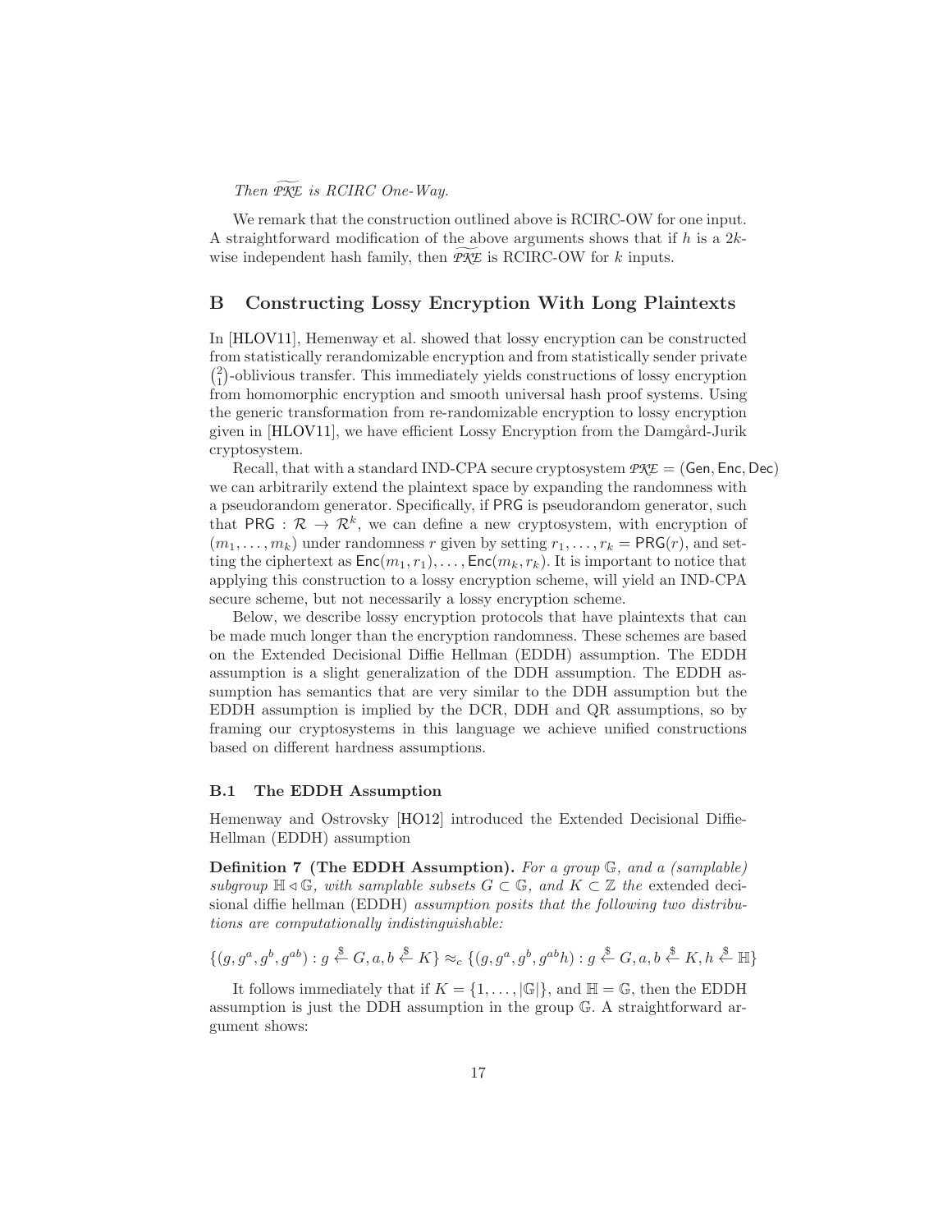*Then $\widetilde{\mathcal{PKE}}$ is RCIRC One-Way.*

We remark that the construction outlined above is RCIRC-OW for one input. A straightforward modification of the above arguments shows that if $h$ is a $2k$-wise independent hash family, then $\widetilde{\mathcal{PKE}}$ is RCIRC-OW for $k$ inputs.

## B Constructing Lossy Encryption With Long Plaintexts

In [HLOV11], Hemenway et al. showed that lossy encryption can be constructed from statistically rerandomizable encryption and from statistically sender private $\binom{2}{1}$-oblivious transfer. This immediately yields constructions of lossy encryption from homomorphic encryption and smooth universal hash proof systems. Using the generic transformation from re-randomizable encryption to lossy encryption given in [HLOV11], we have efficient Lossy Encryption from the Damgård-Jurik cryptosystem.

Recall, that with a standard IND-CPA secure cryptosystem $\mathcal{PKE} = (\mathsf{Gen}, \mathsf{Enc}, \mathsf{Dec})$ we can arbitrarily extend the plaintext space by expanding the randomness with a pseudorandom generator. Specifically, if PRG is pseudorandom generator, such that $\mathsf{PRG} : \mathcal{R} \to \mathcal{R}^k$, we can define a new cryptosystem, with encryption of $(m_1, \ldots, m_k)$ under randomness $r$ given by setting $r_1, \ldots, r_k = \mathsf{PRG}(r)$, and setting the ciphertext as $\mathsf{Enc}(m_1, r_1), \ldots, \mathsf{Enc}(m_k, r_k)$. It is important to notice that applying this construction to a lossy encryption scheme, will yield an IND-CPA secure scheme, but not necessarily a lossy encryption scheme.

Below, we describe lossy encryption protocols that have plaintexts that can be made much longer than the encryption randomness. These schemes are based on the Extended Decisional Diffie Hellman (EDDH) assumption. The EDDH assumption is a slight generalization of the DDH assumption. The EDDH assumption has semantics that are very similar to the DDH assumption but the EDDH assumption is implied by the DCR, DDH and QR assumptions, so by framing our cryptosystems in this language we achieve unified constructions based on different hardness assumptions.

### B.1 The EDDH Assumption

Hemenway and Ostrovsky [HO12] introduced the Extended Decisional Diffie-Hellman (EDDH) assumption

**Definition 7 (The EDDH Assumption).** *For a group $\mathbb{G}$, and a (samplable) subgroup $\mathbb{H} \triangleleft \mathbb{G}$, with samplable subsets $G \subset \mathbb{G}$, and $K \subset \mathbb{Z}$ the* extended decisional diffie hellman (EDDH) *assumption posits that the following two distributions are computationally indistinguishable:*

$$\{(g, g^a, g^b, g^{ab}) : g \xleftarrow{\$} G, a, b \xleftarrow{\$} K\} \approx_c \{(g, g^a, g^b, g^{ab}h) : g \xleftarrow{\$} G, a, b \xleftarrow{\$} K, h \xleftarrow{\$} \mathbb{H}\}$$

It follows immediately that if $K = \{1, \ldots, |\mathbb{G}|\}$, and $\mathbb{H} = \mathbb{G}$, then the EDDH assumption is just the DDH assumption in the group $\mathbb{G}$. A straightforward argument shows: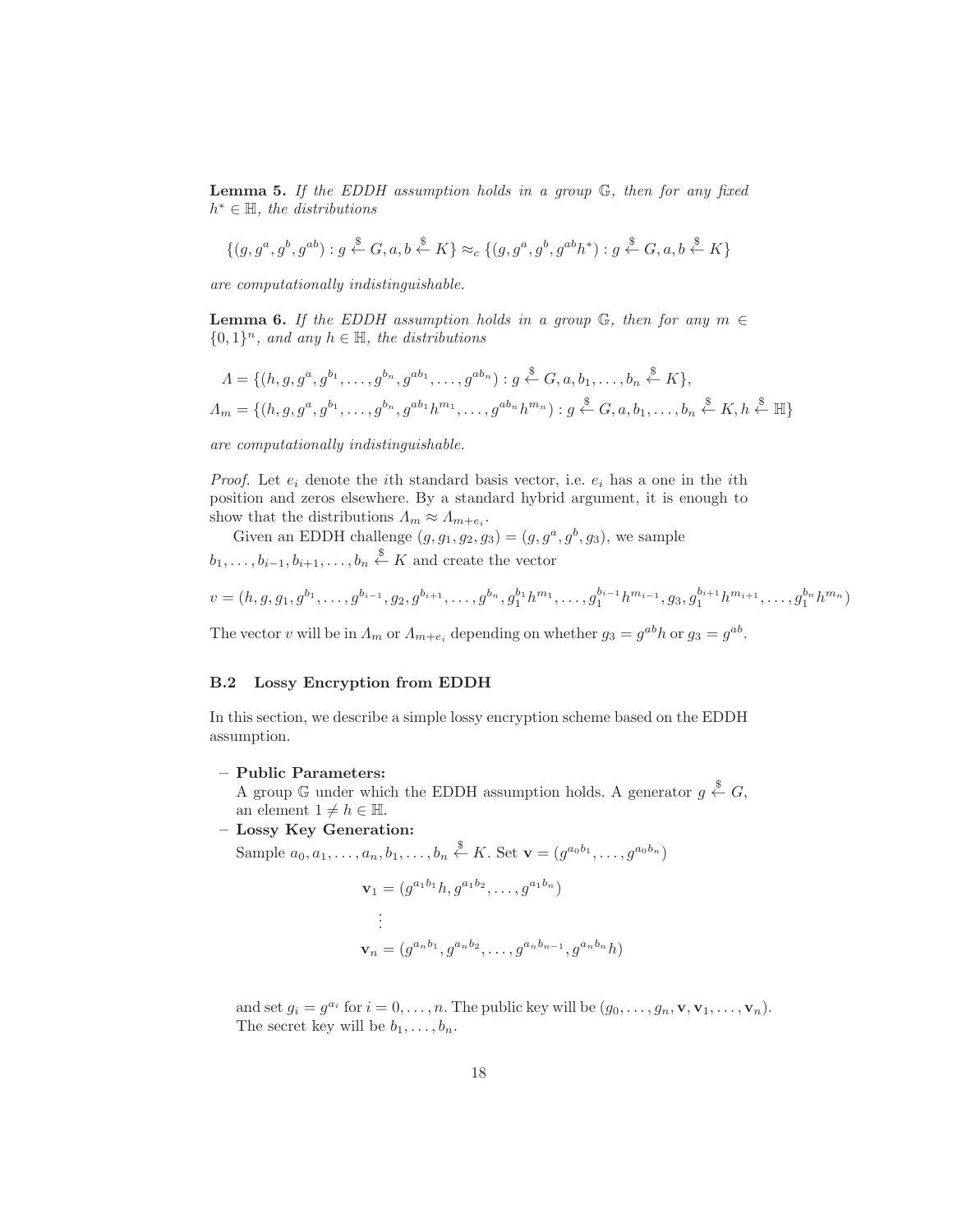**Lemma 5.** *If the EDDH assumption holds in a group $\mathbb{G}$, then for any fixed $h^* \in \mathbb{H}$, the distributions*

$$\{(g, g^a, g^b, g^{ab}) : g \xleftarrow{\$} G, a, b \xleftarrow{\$} K\} \approx_c \{(g, g^a, g^b, g^{ab}h^*) : g \xleftarrow{\$} G, a, b \xleftarrow{\$} K\}$$

*are computationally indistinguishable.*

**Lemma 6.** *If the EDDH assumption holds in a group $\mathbb{G}$, then for any $m \in \{0,1\}^n$, and any $h \in \mathbb{H}$, the distributions*

$$\Lambda = \{(h, g, g^a, g^{b_1}, \ldots, g^{b_n}, g^{ab_1}, \ldots, g^{ab_n}) : g \xleftarrow{\$} G, a, b_1, \ldots, b_n \xleftarrow{\$} K\},$$

$$\Lambda_m = \{(h, g, g^a, g^{b_1}, \ldots, g^{b_n}, g^{ab_1}h^{m_1}, \ldots, g^{ab_n}h^{m_n}) : g \xleftarrow{\$} G, a, b_1, \ldots, b_n \xleftarrow{\$} K, h \xleftarrow{\$} \mathbb{H}\}$$

*are computationally indistinguishable.*

*Proof.* Let $e_i$ denote the $i$th standard basis vector, i.e. $e_i$ has a one in the $i$th position and zeros elsewhere. By a standard hybrid argument, it is enough to show that the distributions $\Lambda_m \approx \Lambda_{m+e_i}$.

Given an EDDH challenge $(g, g_1, g_2, g_3) = (g, g^a, g^b, g_3)$, we sample $b_1, \ldots, b_{i-1}, b_{i+1}, \ldots, b_n \xleftarrow{\$} K$ and create the vector

$$v = (h, g, g_1, g^{b_1}, \ldots, g^{b_{i-1}}, g_2, g^{b_{i+1}}, \ldots, g^{b_n}, g_1^{b_1}h^{m_1}, \ldots, g_1^{b_{i-1}}h^{m_{i-1}}, g_3, g_1^{b_{i+1}}h^{m_{i+1}}, \ldots, g_1^{b_n}h^{m_n})$$

The vector $v$ will be in $\Lambda_m$ or $\Lambda_{m+e_i}$ depending on whether $g_3 = g^{ab}h$ or $g_3 = g^{ab}$.

### B.2 Lossy Encryption from EDDH

In this section, we describe a simple lossy encryption scheme based on the EDDH assumption.

– **Public Parameters:**
  A group $\mathbb{G}$ under which the EDDH assumption holds. A generator $g \xleftarrow{\$} G$, an element $1 \neq h \in \mathbb{H}$.

– **Lossy Key Generation:**
  Sample $a_0, a_1, \ldots, a_n, b_1, \ldots, b_n \xleftarrow{\$} K$. Set $\mathbf{v} = (g^{a_0 b_1}, \ldots, g^{a_0 b_n})$

$$\mathbf{v}_1 = (g^{a_1 b_1}h, g^{a_1 b_2}, \ldots, g^{a_1 b_n})$$
$$\vdots$$
$$\mathbf{v}_n = (g^{a_n b_1}, g^{a_n b_2}, \ldots, g^{a_n b_{n-1}}, g^{a_n b_n}h)$$

  and set $g_i = g^{a_i}$ for $i = 0, \ldots, n$. The public key will be $(g_0, \ldots, g_n, \mathbf{v}, \mathbf{v}_1, \ldots, \mathbf{v}_n)$. The secret key will be $b_1, \ldots, b_n$.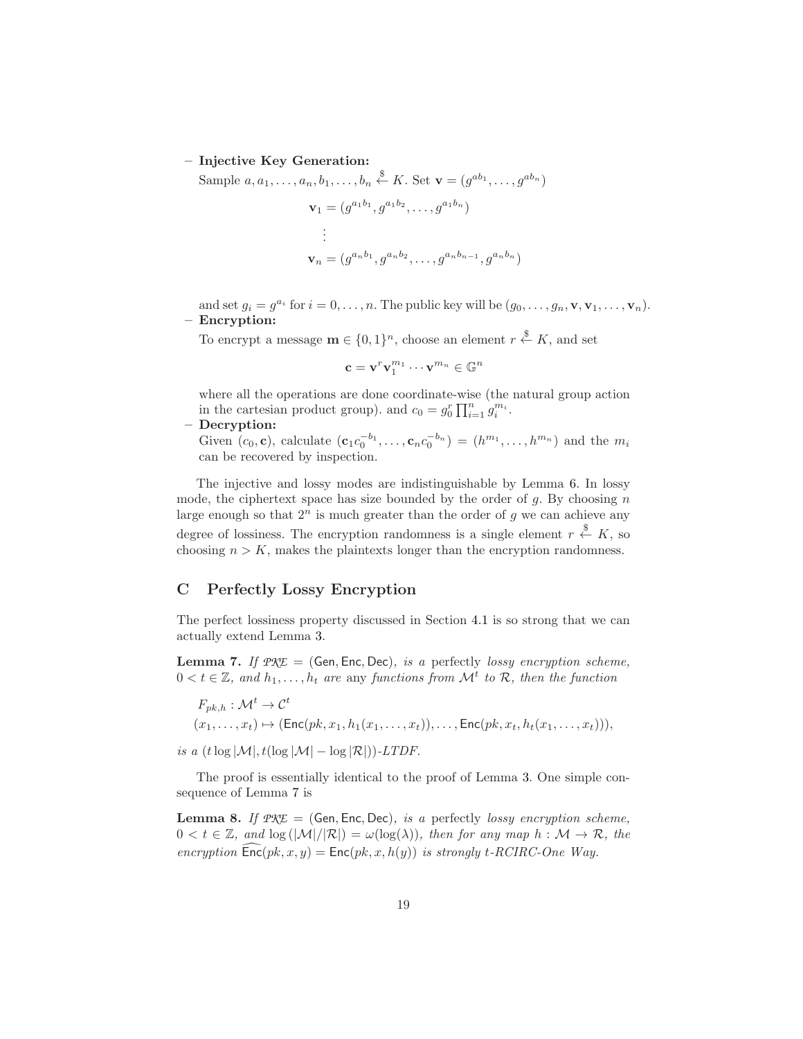– **Injective Key Generation:**
Sample $a, a_1, \ldots, a_n, b_1, \ldots, b_n \stackrel{\$}{\leftarrow} K$. Set $\mathbf{v} = (g^{ab_1}, \ldots, g^{ab_n})$

$$\mathbf{v}_1 = (g^{a_1 b_1}, g^{a_1 b_2}, \ldots, g^{a_1 b_n})$$
$$\vdots$$
$$\mathbf{v}_n = (g^{a_n b_1}, g^{a_n b_2}, \ldots, g^{a_n b_{n-1}}, g^{a_n b_n})$$

and set $g_i = g^{a_i}$ for $i = 0, \ldots, n$. The public key will be $(g_0, \ldots, g_n, \mathbf{v}, \mathbf{v}_1, \ldots, \mathbf{v}_n)$.

– **Encryption:**
To encrypt a message $\mathbf{m} \in \{0,1\}^n$, choose an element $r \stackrel{\$}{\leftarrow} K$, and set

$$\mathbf{c} = \mathbf{v}^r \mathbf{v}_1^{m_1} \cdots \mathbf{v}^{m_n} \in \mathbb{G}^n$$

where all the operations are done coordinate-wise (the natural group action in the cartesian product group). and $c_0 = g_0^r \prod_{i=1}^n g_i^{m_i}$.

– **Decryption:**
Given $(c_0, \mathbf{c})$, calculate $(\mathbf{c}_1 c_0^{-b_1}, \ldots, \mathbf{c}_n c_0^{-b_n}) = (h^{m_1}, \ldots, h^{m_n})$ and the $m_i$ can be recovered by inspection.

The injective and lossy modes are indistinguishable by Lemma 6. In lossy mode, the ciphertext space has size bounded by the order of $g$. By choosing $n$ large enough so that $2^n$ is much greater than the order of $g$ we can achieve any degree of lossiness. The encryption randomness is a single element $r \stackrel{\$}{\leftarrow} K$, so choosing $n > K$, makes the plaintexts longer than the encryption randomness.

## C Perfectly Lossy Encryption

The perfect lossiness property discussed in Section 4.1 is so strong that we can actually extend Lemma 3.

**Lemma 7.** *If $\mathcal{PKE} = (\mathsf{Gen}, \mathsf{Enc}, \mathsf{Dec})$, is a* perfectly *lossy encryption scheme, $0 < t \in \mathbb{Z}$, and $h_1, \ldots, h_t$ are* any *functions from $\mathcal{M}^t$ to $\mathcal{R}$, then the function*

$$F_{pk,h} : \mathcal{M}^t \to \mathcal{C}^t$$
$$(x_1, \ldots, x_t) \mapsto (\mathsf{Enc}(pk, x_1, h_1(x_1, \ldots, x_t)), \ldots, \mathsf{Enc}(pk, x_t, h_t(x_1, \ldots, x_t))),$$

*is a $(t \log |\mathcal{M}|, t(\log |\mathcal{M}| - \log |\mathcal{R}|))$-LTDF.*

The proof is essentially identical to the proof of Lemma 3. One simple consequence of Lemma 7 is

**Lemma 8.** *If $\mathcal{PKE} = (\mathsf{Gen}, \mathsf{Enc}, \mathsf{Dec})$, is a* perfectly *lossy encryption scheme, $0 < t \in \mathbb{Z}$, and $\log(|\mathcal{M}|/|\mathcal{R}|) = \omega(\log(\lambda))$, then for any map $h : \mathcal{M} \to \mathcal{R}$, the encryption $\widehat{\mathsf{Enc}}(pk, x, y) = \mathsf{Enc}(pk, x, h(y))$ is strongly t-RCIRC-One Way.*